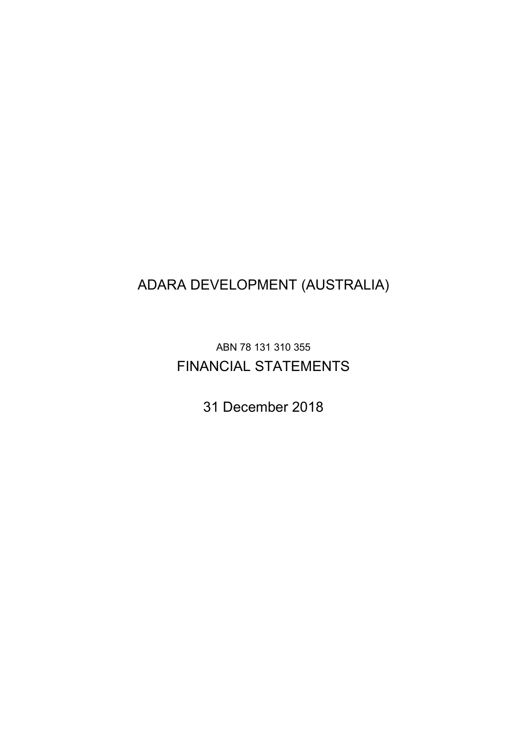# ADARA DEVELOPMENT (AUSTRALIA)

ABN 78 131 310 355

## FINANCIAL STATEMENTS

31 December 2018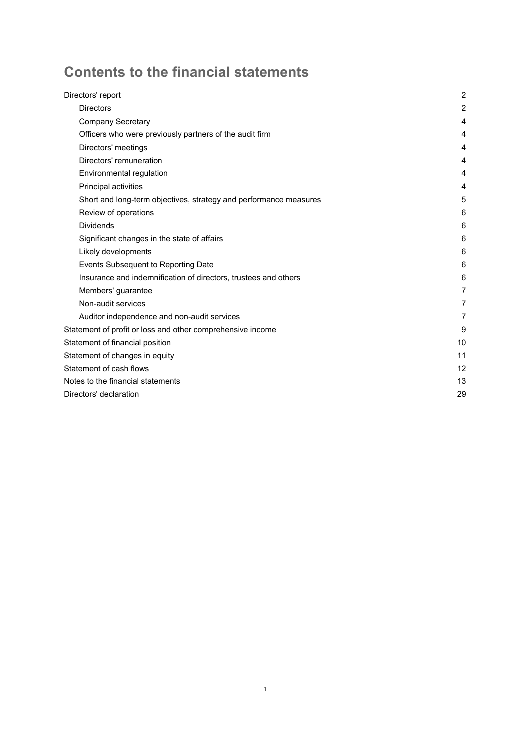# Contents to the financial statements

| | |
|---|---|
| Directors' report | 2 |
| Directors | 2 |
| Company Secretary | 4 |
| Officers who were previously partners of the audit firm | 4 |
| Directors' meetings | 4 |
| Directors' remuneration | 4 |
| Environmental regulation | 4 |
| Principal activities | 4 |
| Short and long-term objectives, strategy and performance measures | 5 |
| Review of operations | 6 |
| Dividends | 6 |
| Significant changes in the state of affairs | 6 |
| Likely developments | 6 |
| Events Subsequent to Reporting Date | 6 |
| Insurance and indemnification of directors, trustees and others | 6 |
| Members' guarantee | 7 |
| Non-audit services | 7 |
| Auditor independence and non-audit services | 7 |
| Statement of profit or loss and other comprehensive income | 9 |
| Statement of financial position | 10 |
| Statement of changes in equity | 11 |
| Statement of cash flows | 12 |
| Notes to the financial statements | 13 |
| Directors' declaration | 29 |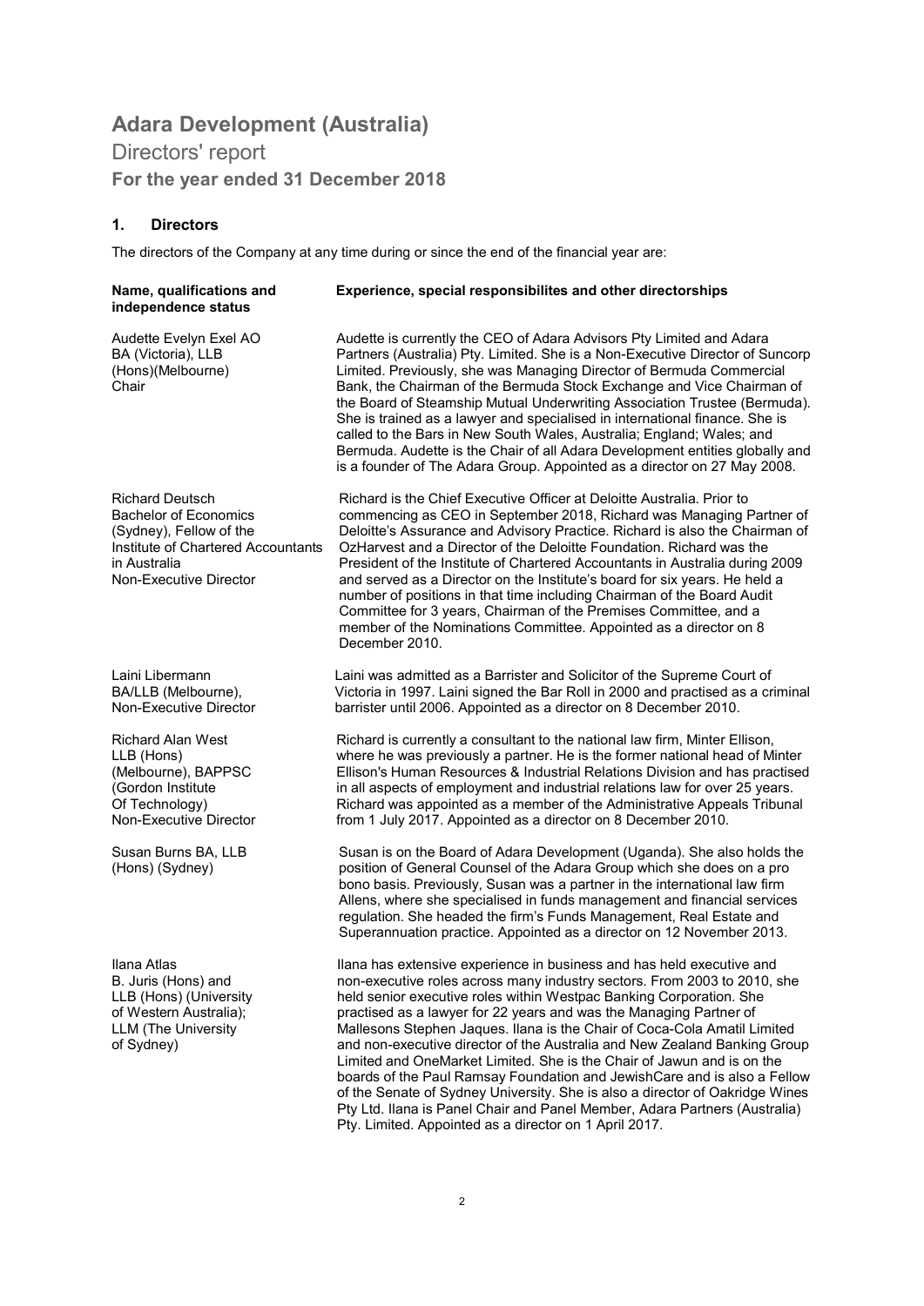# Adara Development (Australia)

## Directors' report

### For the year ended 31 December 2018

#### 1. Directors

The directors of the Company at any time during or since the end of the financial year are:

| Name, qualifications and independence status | Experience, special responsibilites and other directorships |
|---|---|
| Audette Evelyn Exel AO<br>BA (Victoria), LLB (Hons)(Melbourne)<br>Chair | Audette is currently the CEO of Adara Advisors Pty Limited and Adara Partners (Australia) Pty. Limited. She is a Non-Executive Director of Suncorp Limited. Previously, she was Managing Director of Bermuda Commercial Bank, the Chairman of the Bermuda Stock Exchange and Vice Chairman of the Board of Steamship Mutual Underwriting Association Trustee (Bermuda). She is trained as a lawyer and specialised in international finance. She is called to the Bars in New South Wales, Australia; England; Wales; and Bermuda. Audette is the Chair of all Adara Development entities globally and is a founder of The Adara Group. Appointed as a director on 27 May 2008. |
| Richard Deutsch<br>Bachelor of Economics (Sydney), Fellow of the Institute of Chartered Accountants in Australia<br>Non-Executive Director | Richard is the Chief Executive Officer at Deloitte Australia. Prior to commencing as CEO in September 2018, Richard was Managing Partner of Deloitte's Assurance and Advisory Practice. Richard is also the Chairman of OzHarvest and a Director of the Deloitte Foundation. Richard was the President of the Institute of Chartered Accountants in Australia during 2009 and served as a Director on the Institute's board for six years. He held a number of positions in that time including Chairman of the Board Audit Committee for 3 years, Chairman of the Premises Committee, and a member of the Nominations Committee. Appointed as a director on 8 December 2010. |
| Laini Libermann<br>BA/LLB (Melbourne),<br>Non-Executive Director | Laini was admitted as a Barrister and Solicitor of the Supreme Court of Victoria in 1997. Laini signed the Bar Roll in 2000 and practised as a criminal barrister until 2006. Appointed as a director on 8 December 2010. |
| Richard Alan West<br>LLB (Hons) (Melbourne), BAPPSC (Gordon Institute Of Technology)<br>Non-Executive Director | Richard is currently a consultant to the national law firm, Minter Ellison, where he was previously a partner. He is the former national head of Minter Ellison's Human Resources & Industrial Relations Division and has practised in all aspects of employment and industrial relations law for over 25 years. Richard was appointed as a member of the Administrative Appeals Tribunal from 1 July 2017. Appointed as a director on 8 December 2010. |
| Susan Burns BA, LLB (Hons) (Sydney) | Susan is on the Board of Adara Development (Uganda). She also holds the position of General Counsel of the Adara Group which she does on a pro bono basis. Previously, Susan was a partner in the international law firm Allens, where she specialised in funds management and financial services regulation. She headed the firm's Funds Management, Real Estate and Superannuation practice. Appointed as a director on 12 November 2013. |
| Ilana Atlas<br>B. Juris (Hons) and LLB (Hons) (University of Western Australia); LLM (The University of Sydney) | Ilana has extensive experience in business and has held executive and non-executive roles across many industry sectors. From 2003 to 2010, she held senior executive roles within Westpac Banking Corporation. She practised as a lawyer for 22 years and was the Managing Partner of Mallesons Stephen Jaques. Ilana is the Chair of Coca-Cola Amatil Limited and non-executive director of the Australia and New Zealand Banking Group Limited and OneMarket Limited. She is the Chair of Jawun and is on the boards of the Paul Ramsay Foundation and JewishCare and is also a Fellow of the Senate of Sydney University. She is also a director of Oakridge Wines Pty Ltd. Ilana is Panel Chair and Panel Member, Adara Partners (Australia) Pty. Limited. Appointed as a director on 1 April 2017. |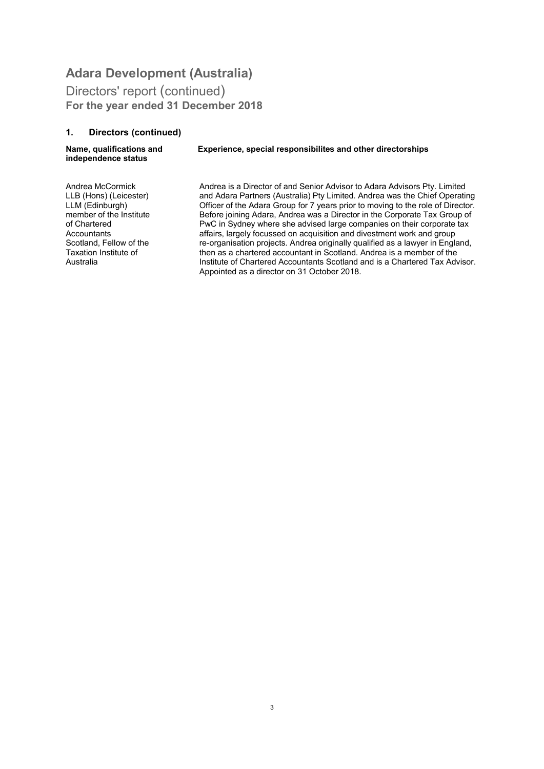# Adara Development (Australia)

Directors' report (continued)
**For the year ended 31 December 2018**

## 1. Directors (continued)

| Name, qualifications and independence status | Experience, special responsibilites and other directorships |
| --- | --- |
| Andrea McCormick LLB (Hons) (Leicester) LLM (Edinburgh) member of the Institute of Chartered Accountants Scotland, Fellow of the Taxation Institute of Australia | Andrea is a Director of and Senior Advisor to Adara Advisors Pty. Limited and Adara Partners (Australia) Pty Limited. Andrea was the Chief Operating Officer of the Adara Group for 7 years prior to moving to the role of Director. Before joining Adara, Andrea was a Director in the Corporate Tax Group of PwC in Sydney where she advised large companies on their corporate tax affairs, largely focussed on acquisition and divestment work and group re-organisation projects. Andrea originally qualified as a lawyer in England, then as a chartered accountant in Scotland. Andrea is a member of the Institute of Chartered Accountants Scotland and is a Chartered Tax Advisor. Appointed as a director on 31 October 2018. |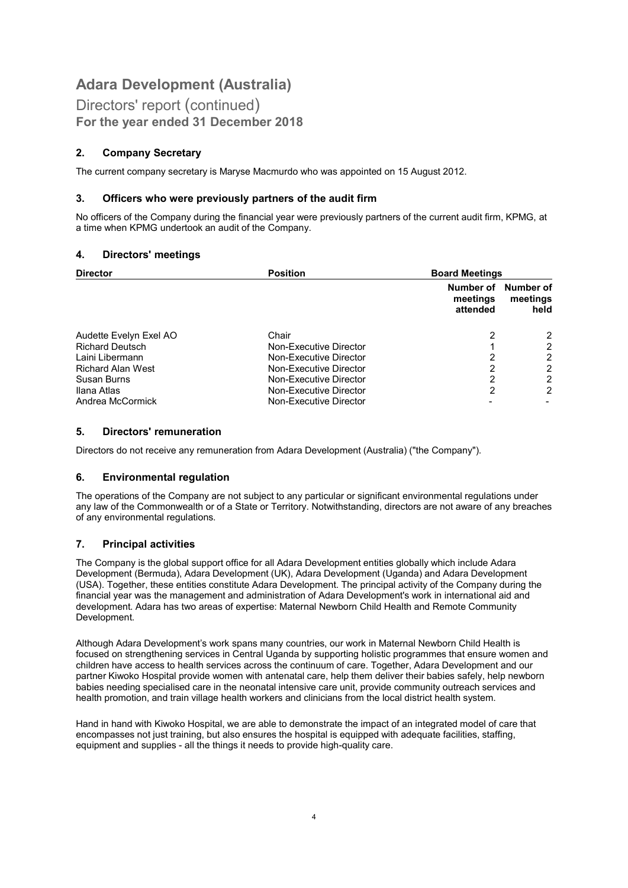# Adara Development (Australia)

## Directors' report (continued)

**For the year ended 31 December 2018**

### 2. Company Secretary

The current company secretary is Maryse Macmurdo who was appointed on 15 August 2012.

### 3. Officers who were previously partners of the audit firm

No officers of the Company during the financial year were previously partners of the current audit firm, KPMG, at a time when KPMG undertook an audit of the Company.

### 4. Directors' meetings

| Director | Position | Board Meetings | |
|---|---|---|---|
| | | Number of meetings attended | Number of meetings held |
| Audette Evelyn Exel AO | Chair | 2 | 2 |
| Richard Deutsch | Non-Executive Director | 1 | 2 |
| Laini Libermann | Non-Executive Director | 2 | 2 |
| Richard Alan West | Non-Executive Director | 2 | 2 |
| Susan Burns | Non-Executive Director | 2 | 2 |
| Ilana Atlas | Non-Executive Director | 2 | 2 |
| Andrea McCormick | Non-Executive Director | - | - |

### 5. Directors' remuneration

Directors do not receive any remuneration from Adara Development (Australia) ("the Company").

### 6. Environmental regulation

The operations of the Company are not subject to any particular or significant environmental regulations under any law of the Commonwealth or of a State or Territory. Notwithstanding, directors are not aware of any breaches of any environmental regulations.

### 7. Principal activities

The Company is the global support office for all Adara Development entities globally which include Adara Development (Bermuda), Adara Development (UK), Adara Development (Uganda) and Adara Development (USA). Together, these entities constitute Adara Development. The principal activity of the Company during the financial year was the management and administration of Adara Development's work in international aid and development. Adara has two areas of expertise: Maternal Newborn Child Health and Remote Community Development.

Although Adara Development's work spans many countries, our work in Maternal Newborn Child Health is focused on strengthening services in Central Uganda by supporting holistic programmes that ensure women and children have access to health services across the continuum of care. Together, Adara Development and our partner Kiwoko Hospital provide women with antenatal care, help them deliver their babies safely, help newborn babies needing specialised care in the neonatal intensive care unit, provide community outreach services and health promotion, and train village health workers and clinicians from the local district health system.

Hand in hand with Kiwoko Hospital, we are able to demonstrate the impact of an integrated model of care that encompasses not just training, but also ensures the hospital is equipped with adequate facilities, staffing, equipment and supplies - all the things it needs to provide high-quality care.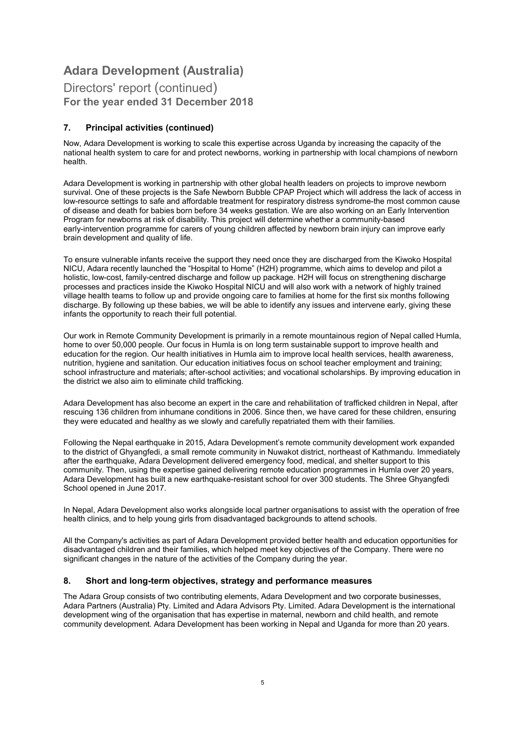# Adara Development (Australia)

## Directors' report (continued)
**For the year ended 31 December 2018**

### 7. Principal activities (continued)

Now, Adara Development is working to scale this expertise across Uganda by increasing the capacity of the national health system to care for and protect newborns, working in partnership with local champions of newborn health.

Adara Development is working in partnership with other global health leaders on projects to improve newborn survival. One of these projects is the Safe Newborn Bubble CPAP Project which will address the lack of access in low-resource settings to safe and affordable treatment for respiratory distress syndrome-the most common cause of disease and death for babies born before 34 weeks gestation. We are also working on an Early Intervention Program for newborns at risk of disability. This project will determine whether a community-based early-intervention programme for carers of young children affected by newborn brain injury can improve early brain development and quality of life.

To ensure vulnerable infants receive the support they need once they are discharged from the Kiwoko Hospital NICU, Adara recently launched the "Hospital to Home" (H2H) programme, which aims to develop and pilot a holistic, low-cost, family-centred discharge and follow up package. H2H will focus on strengthening discharge processes and practices inside the Kiwoko Hospital NICU and will also work with a network of highly trained village health teams to follow up and provide ongoing care to families at home for the first six months following discharge. By following up these babies, we will be able to identify any issues and intervene early, giving these infants the opportunity to reach their full potential.

Our work in Remote Community Development is primarily in a remote mountainous region of Nepal called Humla, home to over 50,000 people. Our focus in Humla is on long term sustainable support to improve health and education for the region. Our health initiatives in Humla aim to improve local health services, health awareness, nutrition, hygiene and sanitation. Our education initiatives focus on school teacher employment and training; school infrastructure and materials; after-school activities; and vocational scholarships. By improving education in the district we also aim to eliminate child trafficking.

Adara Development has also become an expert in the care and rehabilitation of trafficked children in Nepal, after rescuing 136 children from inhumane conditions in 2006. Since then, we have cared for these children, ensuring they were educated and healthy as we slowly and carefully repatriated them with their families.

Following the Nepal earthquake in 2015, Adara Development's remote community development work expanded to the district of Ghyangfedi, a small remote community in Nuwakot district, northeast of Kathmandu. Immediately after the earthquake, Adara Development delivered emergency food, medical, and shelter support to this community. Then, using the expertise gained delivering remote education programmes in Humla over 20 years, Adara Development has built a new earthquake-resistant school for over 300 students. The Shree Ghyangfedi School opened in June 2017.

In Nepal, Adara Development also works alongside local partner organisations to assist with the operation of free health clinics, and to help young girls from disadvantaged backgrounds to attend schools.

All the Company's activities as part of Adara Development provided better health and education opportunities for disadvantaged children and their families, which helped meet key objectives of the Company. There were no significant changes in the nature of the activities of the Company during the year.

### 8. Short and long-term objectives, strategy and performance measures

The Adara Group consists of two contributing elements, Adara Development and two corporate businesses, Adara Partners (Australia) Pty. Limited and Adara Advisors Pty. Limited. Adara Development is the international development wing of the organisation that has expertise in maternal, newborn and child health, and remote community development. Adara Development has been working in Nepal and Uganda for more than 20 years.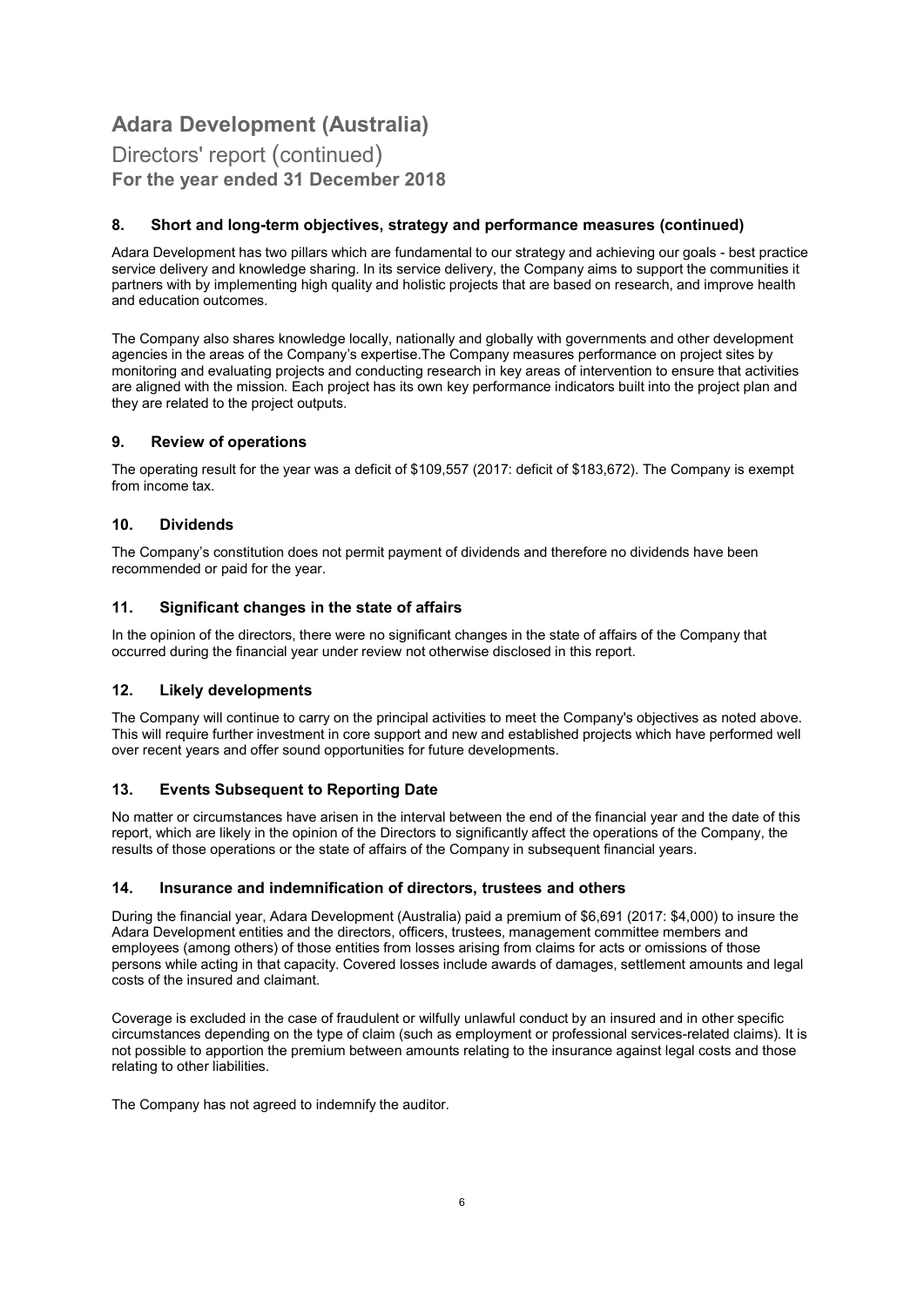# Adara Development (Australia)

Directors' report (continued)

**For the year ended 31 December 2018**

### 8. Short and long-term objectives, strategy and performance measures (continued)

Adara Development has two pillars which are fundamental to our strategy and achieving our goals - best practice service delivery and knowledge sharing. In its service delivery, the Company aims to support the communities it partners with by implementing high quality and holistic projects that are based on research, and improve health and education outcomes.

The Company also shares knowledge locally, nationally and globally with governments and other development agencies in the areas of the Company's expertise.The Company measures performance on project sites by monitoring and evaluating projects and conducting research in key areas of intervention to ensure that activities are aligned with the mission. Each project has its own key performance indicators built into the project plan and they are related to the project outputs.

### 9. Review of operations

The operating result for the year was a deficit of $109,557 (2017: deficit of $183,672). The Company is exempt from income tax.

### 10. Dividends

The Company's constitution does not permit payment of dividends and therefore no dividends have been recommended or paid for the year.

### 11. Significant changes in the state of affairs

In the opinion of the directors, there were no significant changes in the state of affairs of the Company that occurred during the financial year under review not otherwise disclosed in this report.

### 12. Likely developments

The Company will continue to carry on the principal activities to meet the Company's objectives as noted above. This will require further investment in core support and new and established projects which have performed well over recent years and offer sound opportunities for future developments.

### 13. Events Subsequent to Reporting Date

No matter or circumstances have arisen in the interval between the end of the financial year and the date of this report, which are likely in the opinion of the Directors to significantly affect the operations of the Company, the results of those operations or the state of affairs of the Company in subsequent financial years.

### 14. Insurance and indemnification of directors, trustees and others

During the financial year, Adara Development (Australia) paid a premium of $6,691 (2017: $4,000) to insure the Adara Development entities and the directors, officers, trustees, management committee members and employees (among others) of those entities from losses arising from claims for acts or omissions of those persons while acting in that capacity. Covered losses include awards of damages, settlement amounts and legal costs of the insured and claimant.

Coverage is excluded in the case of fraudulent or wilfully unlawful conduct by an insured and in other specific circumstances depending on the type of claim (such as employment or professional services-related claims). It is not possible to apportion the premium between amounts relating to the insurance against legal costs and those relating to other liabilities.

The Company has not agreed to indemnify the auditor.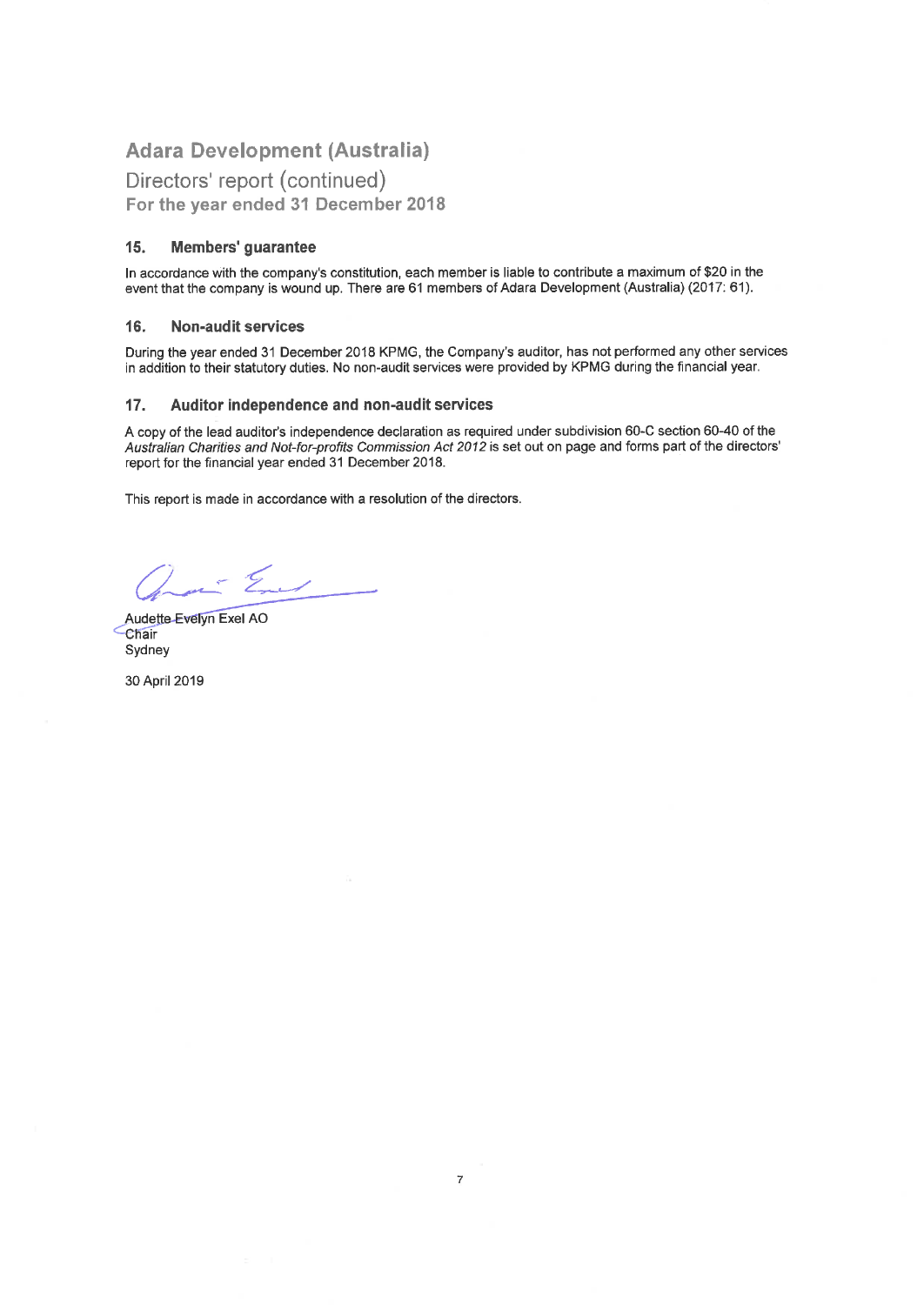# Adara Development (Australia)

## Directors' report (continued)

**For the year ended 31 December 2018**

### 15. Members' guarantee

In accordance with the company's constitution, each member is liable to contribute a maximum of $20 in the event that the company is wound up. There are 61 members of Adara Development (Australia) (2017: 61).

### 16. Non-audit services

During the year ended 31 December 2018 KPMG, the Company's auditor, has not performed any other services in addition to their statutory duties. No non-audit services were provided by KPMG during the financial year.

### 17. Auditor independence and non-audit services

A copy of the lead auditor's independence declaration as required under subdivision 60-C section 60-40 of the *Australian Charities and Not-for-profits Commission Act 2012* is set out on page and forms part of the directors' report for the financial year ended 31 December 2018.

This report is made in accordance with a resolution of the directors.

Audette Evelyn Exel AO
Chair
Sydney

30 April 2019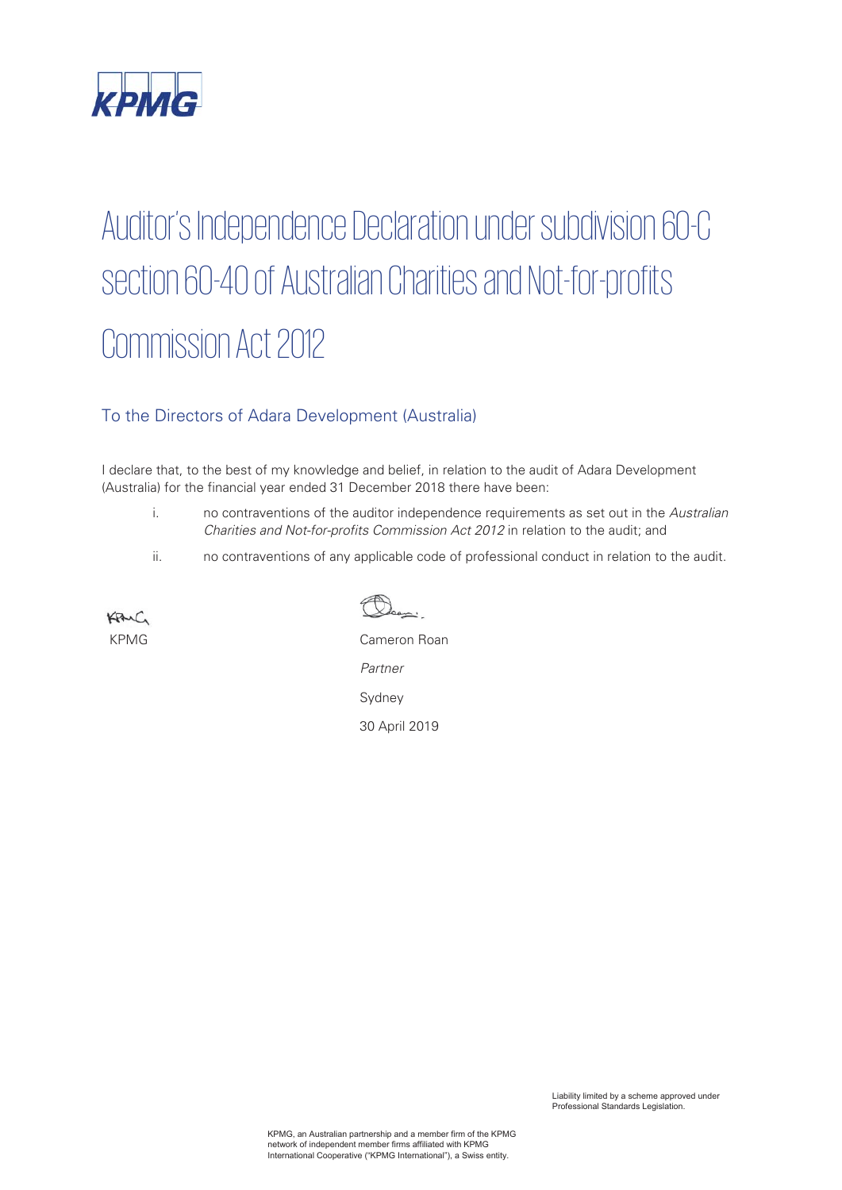# Auditor's Independence Declaration under subdivision 60-C section 60-40 of Australian Charities and Not-for-profits Commission Act 2012

## To the Directors of Adara Development (Australia)

I declare that, to the best of my knowledge and belief, in relation to the audit of Adara Development (Australia) for the financial year ended 31 December 2018 there have been:

i. no contraventions of the auditor independence requirements as set out in the *Australian Charities and Not-for-profits Commission Act 2012* in relation to the audit; and

ii. no contraventions of any applicable code of professional conduct in relation to the audit.

KPMG

Cameron Roan

*Partner*

Sydney

30 April 2019

Liability limited by a scheme approved under Professional Standards Legislation.

KPMG, an Australian partnership and a member firm of the KPMG network of independent member firms affiliated with KPMG International Cooperative ("KPMG International"), a Swiss entity.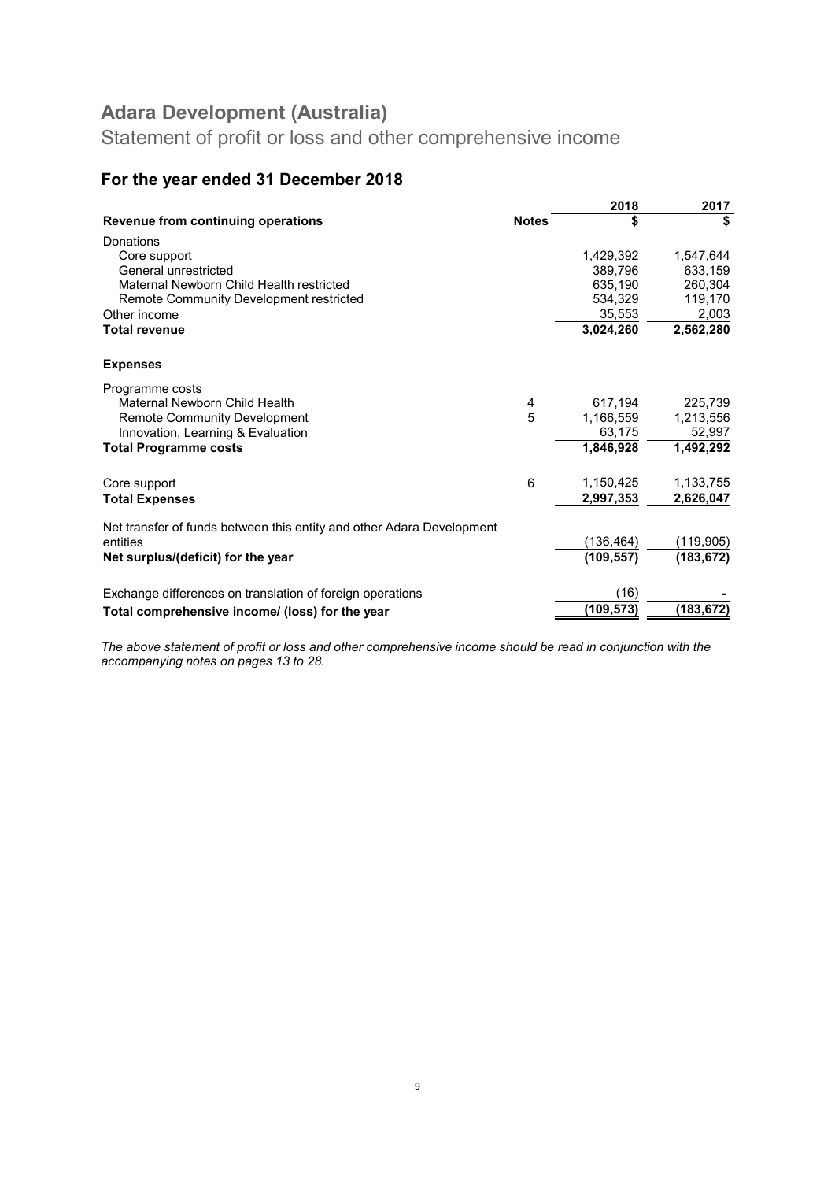# Adara Development (Australia)

## Statement of profit or loss and other comprehensive income

### For the year ended 31 December 2018

| Revenue from continuing operations | Notes | 2018 $ | 2017 $ |
|---|---|---|---|
| Donations | | | |
| Core support | | 1,429,392 | 1,547,644 |
| General unrestricted | | 389,796 | 633,159 |
| Maternal Newborn Child Health restricted | | 635,190 | 260,304 |
| Remote Community Development restricted | | 534,329 | 119,170 |
| Other income | | 35,553 | 2,003 |
| **Total revenue** | | **3,024,260** | **2,562,280** |
| **Expenses** | | | |
| Programme costs | | | |
| Maternal Newborn Child Health | 4 | 617,194 | 225,739 |
| Remote Community Development | 5 | 1,166,559 | 1,213,556 |
| Innovation, Learning & Evaluation | | 63,175 | 52,997 |
| **Total Programme costs** | | **1,846,928** | **1,492,292** |
| Core support | 6 | 1,150,425 | 1,133,755 |
| **Total Expenses** | | **2,997,353** | **2,626,047** |
| Net transfer of funds between this entity and other Adara Development entities | | (136,464) | (119,905) |
| **Net surplus/(deficit) for the year** | | **(109,557)** | **(183,672)** |
| Exchange differences on translation of foreign operations | | (16) | - |
| **Total comprehensive income/ (loss) for the year** | | **(109,573)** | **(183,672)** |

*The above statement of profit or loss and other comprehensive income should be read in conjunction with the accompanying notes on pages 13 to 28.*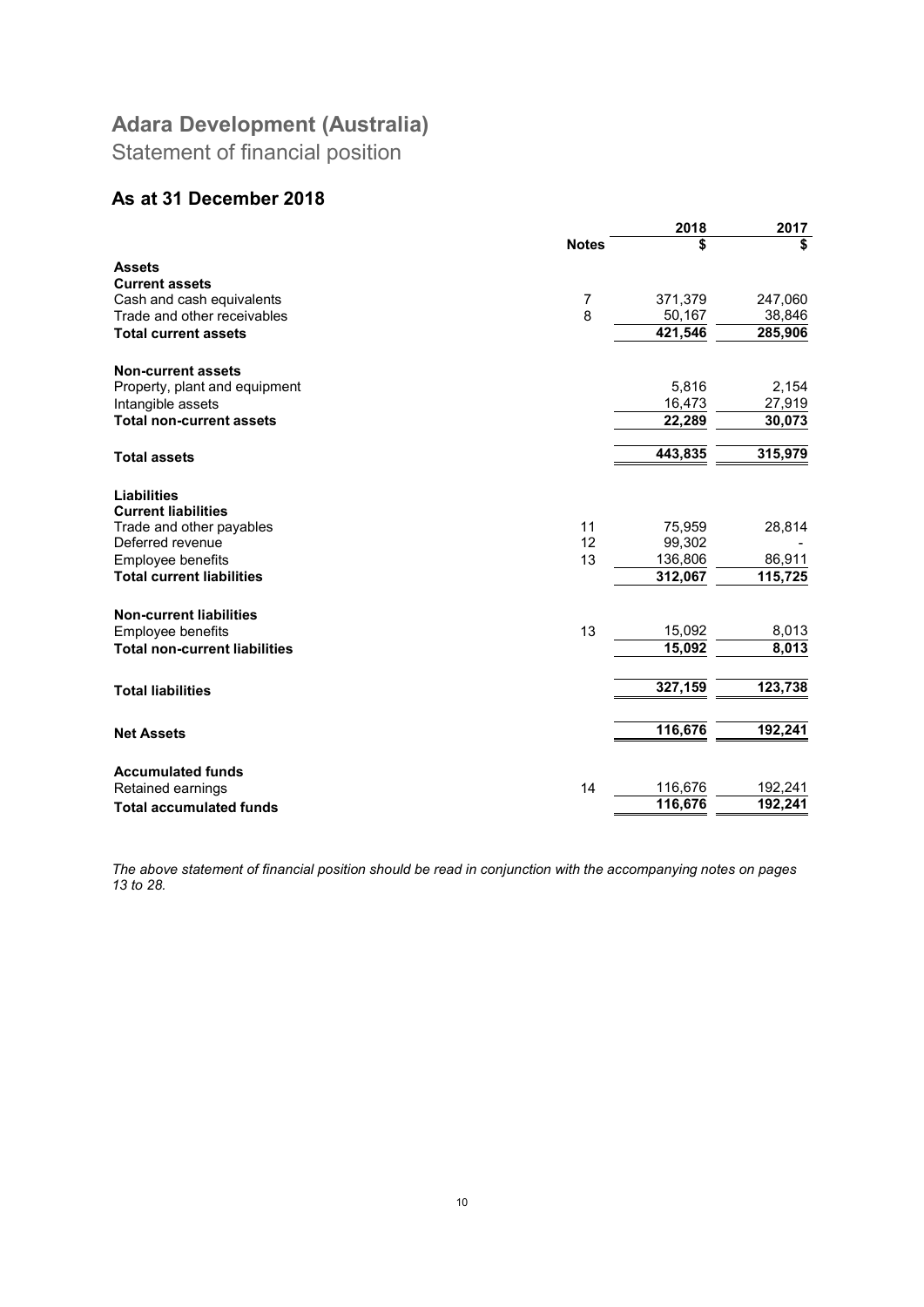# Adara Development (Australia)

Statement of financial position

## As at 31 December 2018

| | Notes | 2018 $ | 2017 $ |
|---|---|---|---|
| **Assets** | | | |
| **Current assets** | | | |
| Cash and cash equivalents | 7 | 371,379 | 247,060 |
| Trade and other receivables | 8 | 50,167 | 38,846 |
| **Total current assets** | | **421,546** | **285,906** |
| | | | |
| **Non-current assets** | | | |
| Property, plant and equipment | | 5,816 | 2,154 |
| Intangible assets | | 16,473 | 27,919 |
| **Total non-current assets** | | **22,289** | **30,073** |
| | | | |
| **Total assets** | | **443,835** | **315,979** |
| | | | |
| **Liabilities** | | | |
| **Current liabilities** | | | |
| Trade and other payables | 11 | 75,959 | 28,814 |
| Deferred revenue | 12 | 99,302 | - |
| Employee benefits | 13 | 136,806 | 86,911 |
| **Total current liabilities** | | **312,067** | **115,725** |
| | | | |
| **Non-current liabilities** | | | |
| Employee benefits | 13 | 15,092 | 8,013 |
| **Total non-current liabilities** | | **15,092** | **8,013** |
| | | | |
| **Total liabilities** | | **327,159** | **123,738** |
| | | | |
| **Net Assets** | | **116,676** | **192,241** |
| | | | |
| **Accumulated funds** | | | |
| Retained earnings | 14 | 116,676 | 192,241 |
| **Total accumulated funds** | | **116,676** | **192,241** |

*The above statement of financial position should be read in conjunction with the accompanying notes on pages 13 to 28.*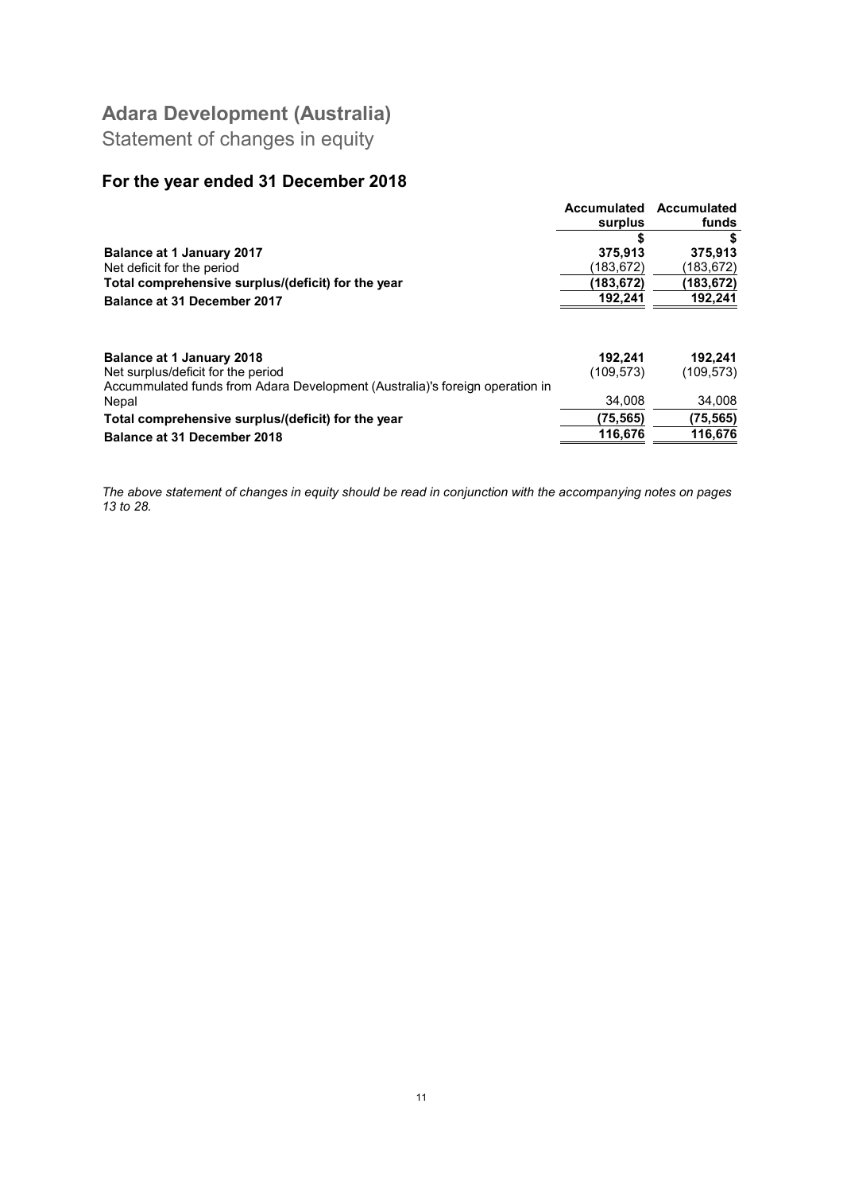# Adara Development (Australia)

Statement of changes in equity

## For the year ended 31 December 2018

| | Accumulated surplus | Accumulated funds |
|---|---|---|
| | $ | $ |
| **Balance at 1 January 2017** | **375,913** | **375,913** |
| Net deficit for the period | (183,672) | (183,672) |
| **Total comprehensive surplus/(deficit) for the year** | **(183,672)** | **(183,672)** |
| **Balance at 31 December 2017** | **192,241** | **192,241** |
| | | |
| **Balance at 1 January 2018** | **192,241** | **192,241** |
| Net surplus/deficit for the period | (109,573) | (109,573) |
| Accummulated funds from Adara Development (Australia)'s foreign operation in Nepal | 34,008 | 34,008 |
| **Total comprehensive surplus/(deficit) for the year** | **(75,565)** | **(75,565)** |
| **Balance at 31 December 2018** | **116,676** | **116,676** |

*The above statement of changes in equity should be read in conjunction with the accompanying notes on pages 13 to 28.*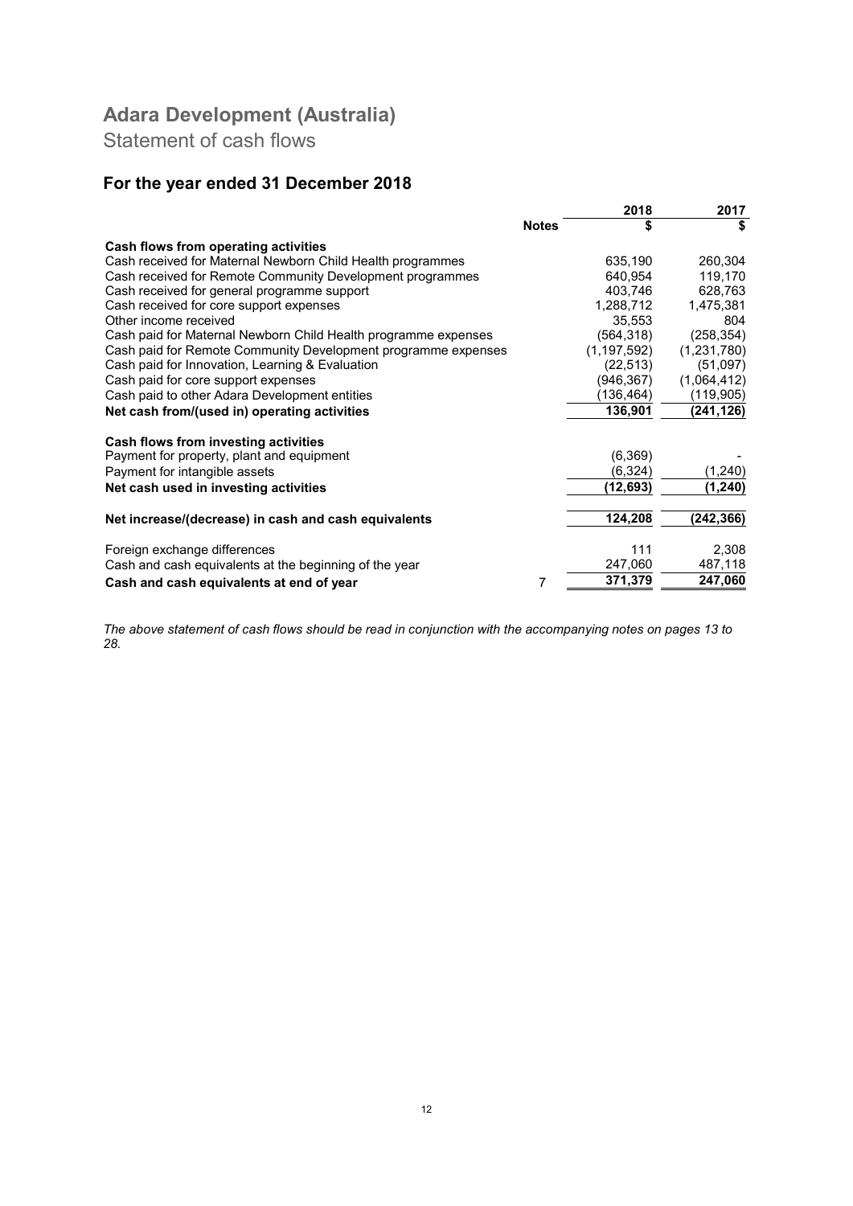# Adara Development (Australia)

Statement of cash flows

## For the year ended 31 December 2018

| | Notes | 2018<br>$ | 2017<br>$ |
|---|---|---|---|
| **Cash flows from operating activities** | | | |
| Cash received for Maternal Newborn Child Health programmes | | 635,190 | 260,304 |
| Cash received for Remote Community Development programmes | | 640,954 | 119,170 |
| Cash received for general programme support | | 403,746 | 628,763 |
| Cash received for core support expenses | | 1,288,712 | 1,475,381 |
| Other income received | | 35,553 | 804 |
| Cash paid for Maternal Newborn Child Health programme expenses | | (564,318) | (258,354) |
| Cash paid for Remote Community Development programme expenses | | (1,197,592) | (1,231,780) |
| Cash paid for Innovation, Learning & Evaluation | | (22,513) | (51,097) |
| Cash paid for core support expenses | | (946,367) | (1,064,412) |
| Cash paid to other Adara Development entities | | (136,464) | (119,905) |
| **Net cash from/(used in) operating activities** | | **136,901** | **(241,126)** |
| | | | |
| **Cash flows from investing activities** | | | |
| Payment for property, plant and equipment | | (6,369) | - |
| Payment for intangible assets | | (6,324) | (1,240) |
| **Net cash used in investing activities** | | **(12,693)** | **(1,240)** |
| | | | |
| **Net increase/(decrease) in cash and cash equivalents** | | **124,208** | **(242,366)** |
| | | | |
| Foreign exchange differences | | 111 | 2,308 |
| Cash and cash equivalents at the beginning of the year | | 247,060 | 487,118 |
| **Cash and cash equivalents at end of year** | 7 | **371,379** | **247,060** |

*The above statement of cash flows should be read in conjunction with the accompanying notes on pages 13 to 28.*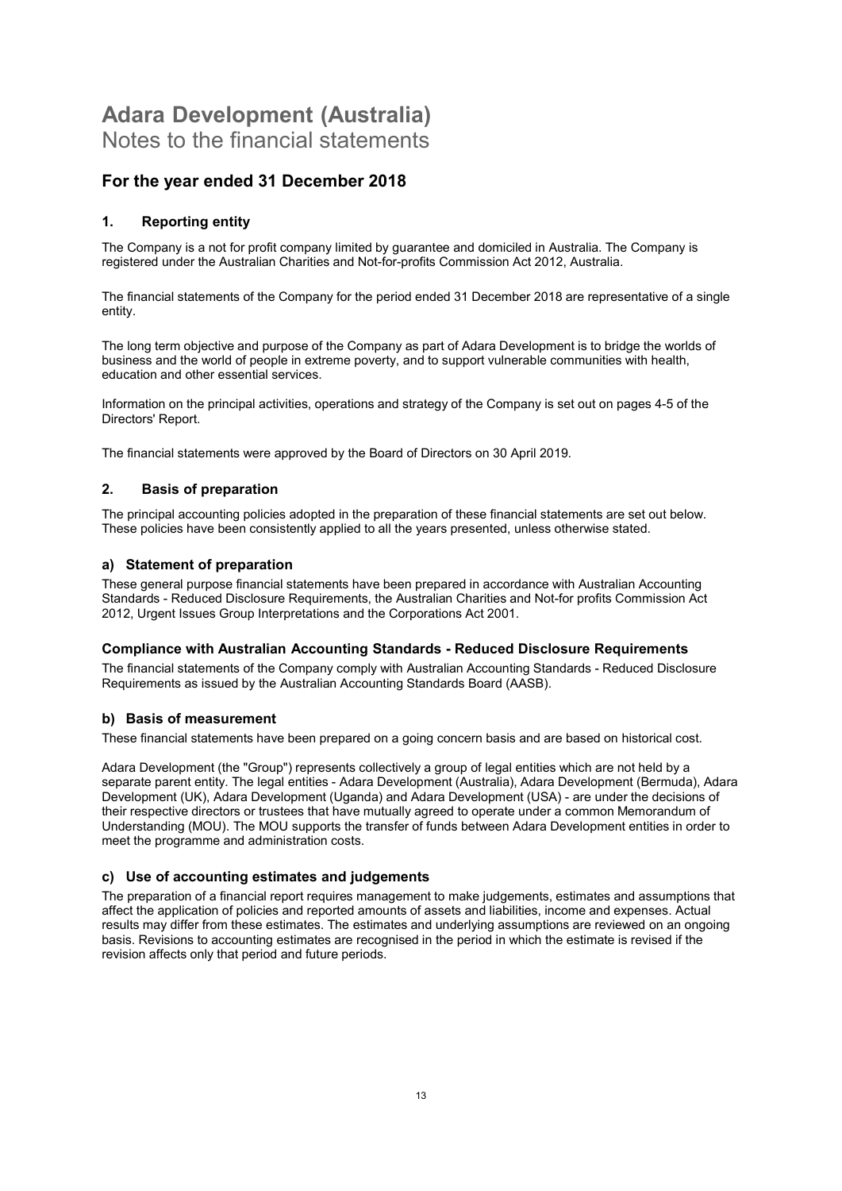# Adara Development (Australia)
Notes to the financial statements

## For the year ended 31 December 2018

### 1. Reporting entity

The Company is a not for profit company limited by guarantee and domiciled in Australia. The Company is registered under the Australian Charities and Not-for-profits Commission Act 2012, Australia.

The financial statements of the Company for the period ended 31 December 2018 are representative of a single entity.

The long term objective and purpose of the Company as part of Adara Development is to bridge the worlds of business and the world of people in extreme poverty, and to support vulnerable communities with health, education and other essential services.

Information on the principal activities, operations and strategy of the Company is set out on pages 4-5 of the Directors' Report.

The financial statements were approved by the Board of Directors on 30 April 2019.

### 2. Basis of preparation

The principal accounting policies adopted in the preparation of these financial statements are set out below. These policies have been consistently applied to all the years presented, unless otherwise stated.

#### a) Statement of preparation

These general purpose financial statements have been prepared in accordance with Australian Accounting Standards - Reduced Disclosure Requirements, the Australian Charities and Not-for profits Commission Act 2012, Urgent Issues Group Interpretations and the Corporations Act 2001.

#### Compliance with Australian Accounting Standards - Reduced Disclosure Requirements

The financial statements of the Company comply with Australian Accounting Standards - Reduced Disclosure Requirements as issued by the Australian Accounting Standards Board (AASB).

#### b) Basis of measurement

These financial statements have been prepared on a going concern basis and are based on historical cost.

Adara Development (the "Group") represents collectively a group of legal entities which are not held by a separate parent entity. The legal entities - Adara Development (Australia), Adara Development (Bermuda), Adara Development (UK), Adara Development (Uganda) and Adara Development (USA) - are under the decisions of their respective directors or trustees that have mutually agreed to operate under a common Memorandum of Understanding (MOU). The MOU supports the transfer of funds between Adara Development entities in order to meet the programme and administration costs.

#### c) Use of accounting estimates and judgements

The preparation of a financial report requires management to make judgements, estimates and assumptions that affect the application of policies and reported amounts of assets and liabilities, income and expenses. Actual results may differ from these estimates. The estimates and underlying assumptions are reviewed on an ongoing basis. Revisions to accounting estimates are recognised in the period in which the estimate is revised if the revision affects only that period and future periods.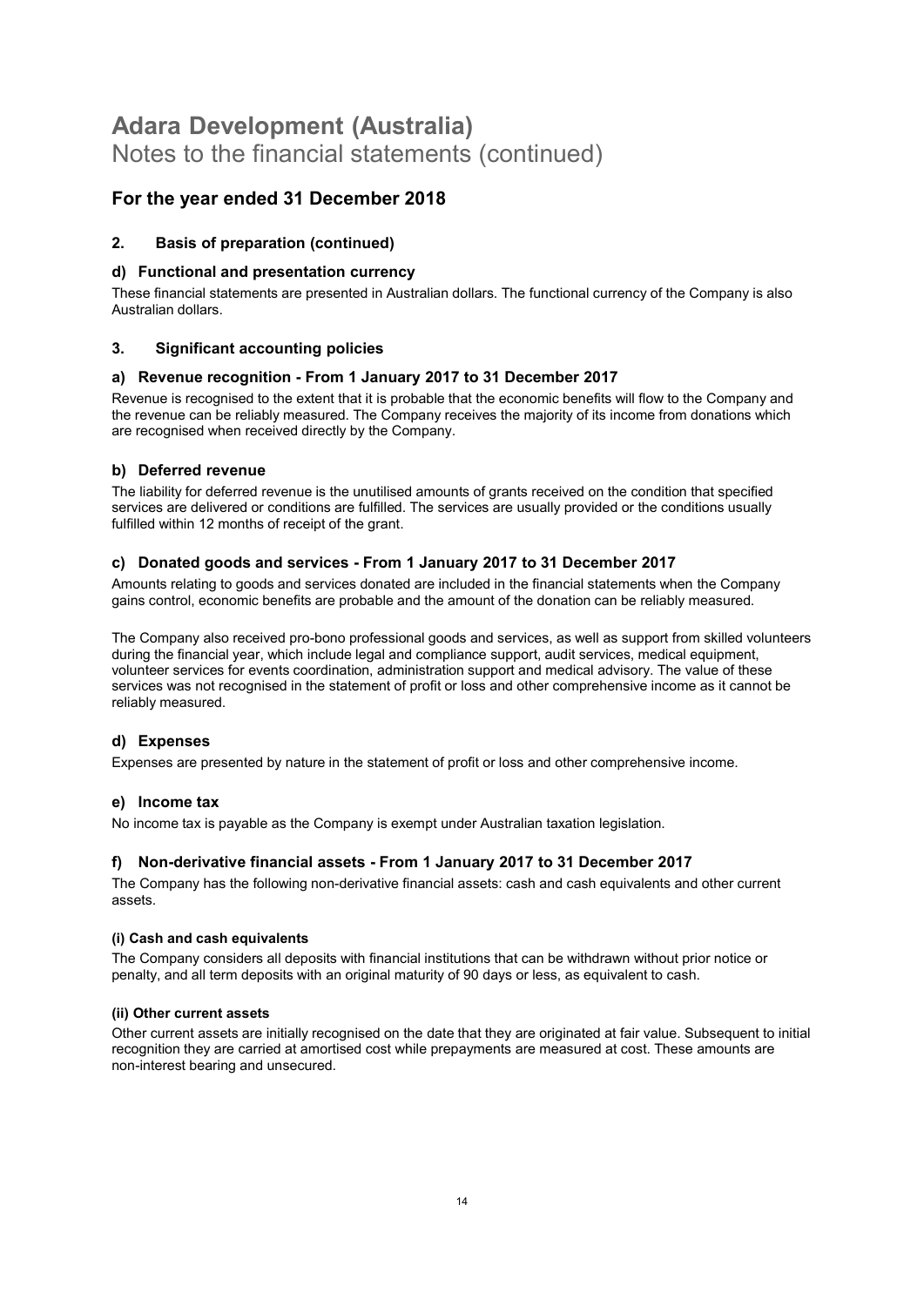# Adara Development (Australia)

Notes to the financial statements (continued)

## For the year ended 31 December 2018

### 2. Basis of preparation (continued)

### d) Functional and presentation currency

These financial statements are presented in Australian dollars. The functional currency of the Company is also Australian dollars.

### 3. Significant accounting policies

### a) Revenue recognition - From 1 January 2017 to 31 December 2017

Revenue is recognised to the extent that it is probable that the economic benefits will flow to the Company and the revenue can be reliably measured. The Company receives the majority of its income from donations which are recognised when received directly by the Company.

### b) Deferred revenue

The liability for deferred revenue is the unutilised amounts of grants received on the condition that specified services are delivered or conditions are fulfilled. The services are usually provided or the conditions usually fulfilled within 12 months of receipt of the grant.

### c) Donated goods and services - From 1 January 2017 to 31 December 2017

Amounts relating to goods and services donated are included in the financial statements when the Company gains control, economic benefits are probable and the amount of the donation can be reliably measured.

The Company also received pro-bono professional goods and services, as well as support from skilled volunteers during the financial year, which include legal and compliance support, audit services, medical equipment, volunteer services for events coordination, administration support and medical advisory. The value of these services was not recognised in the statement of profit or loss and other comprehensive income as it cannot be reliably measured.

### d) Expenses

Expenses are presented by nature in the statement of profit or loss and other comprehensive income.

### e) Income tax

No income tax is payable as the Company is exempt under Australian taxation legislation.

### f) Non-derivative financial assets - From 1 January 2017 to 31 December 2017

The Company has the following non-derivative financial assets: cash and cash equivalents and other current assets.

#### (i) Cash and cash equivalents

The Company considers all deposits with financial institutions that can be withdrawn without prior notice or penalty, and all term deposits with an original maturity of 90 days or less, as equivalent to cash.

#### (ii) Other current assets

Other current assets are initially recognised on the date that they are originated at fair value. Subsequent to initial recognition they are carried at amortised cost while prepayments are measured at cost. These amounts are non-interest bearing and unsecured.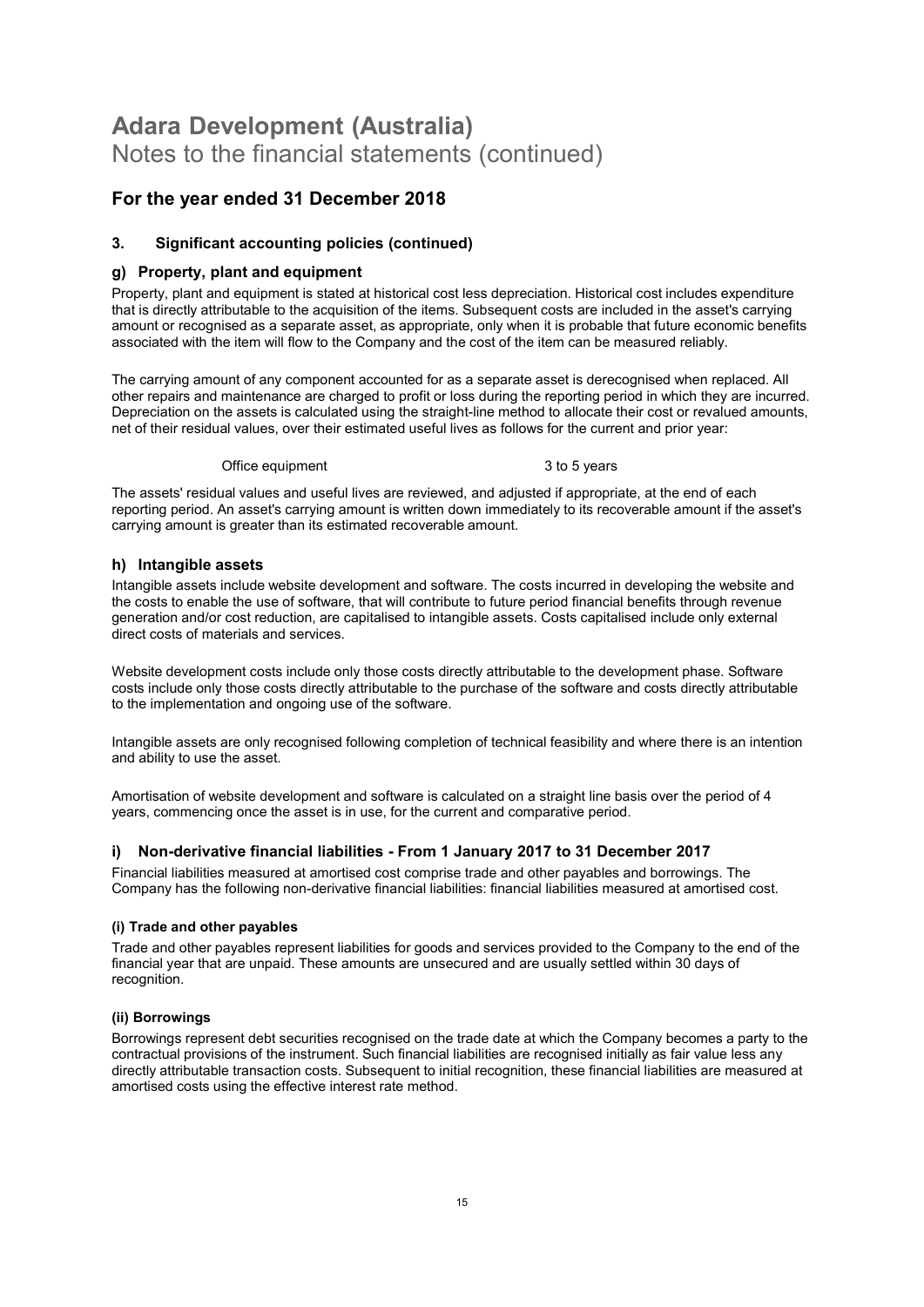# Adara Development (Australia)

Notes to the financial statements (continued)

## For the year ended 31 December 2018

### 3. Significant accounting policies (continued)

### g) Property, plant and equipment

Property, plant and equipment is stated at historical cost less depreciation. Historical cost includes expenditure that is directly attributable to the acquisition of the items. Subsequent costs are included in the asset's carrying amount or recognised as a separate asset, as appropriate, only when it is probable that future economic benefits associated with the item will flow to the Company and the cost of the item can be measured reliably.

The carrying amount of any component accounted for as a separate asset is derecognised when replaced. All other repairs and maintenance are charged to profit or loss during the reporting period in which they are incurred. Depreciation on the assets is calculated using the straight-line method to allocate their cost or revalued amounts, net of their residual values, over their estimated useful lives as follows for the current and prior year:

| | |
|---|---|
| Office equipment | 3 to 5 years |

The assets' residual values and useful lives are reviewed, and adjusted if appropriate, at the end of each reporting period. An asset's carrying amount is written down immediately to its recoverable amount if the asset's carrying amount is greater than its estimated recoverable amount.

### h) Intangible assets

Intangible assets include website development and software. The costs incurred in developing the website and the costs to enable the use of software, that will contribute to future period financial benefits through revenue generation and/or cost reduction, are capitalised to intangible assets. Costs capitalised include only external direct costs of materials and services.

Website development costs include only those costs directly attributable to the development phase. Software costs include only those costs directly attributable to the purchase of the software and costs directly attributable to the implementation and ongoing use of the software.

Intangible assets are only recognised following completion of technical feasibility and where there is an intention and ability to use the asset.

Amortisation of website development and software is calculated on a straight line basis over the period of 4 years, commencing once the asset is in use, for the current and comparative period.

### i) Non-derivative financial liabilities - From 1 January 2017 to 31 December 2017

Financial liabilities measured at amortised cost comprise trade and other payables and borrowings. The Company has the following non-derivative financial liabilities: financial liabilities measured at amortised cost.

#### (i) Trade and other payables

Trade and other payables represent liabilities for goods and services provided to the Company to the end of the financial year that are unpaid. These amounts are unsecured and are usually settled within 30 days of recognition.

#### (ii) Borrowings

Borrowings represent debt securities recognised on the trade date at which the Company becomes a party to the contractual provisions of the instrument. Such financial liabilities are recognised initially as fair value less any directly attributable transaction costs. Subsequent to initial recognition, these financial liabilities are measured at amortised costs using the effective interest rate method.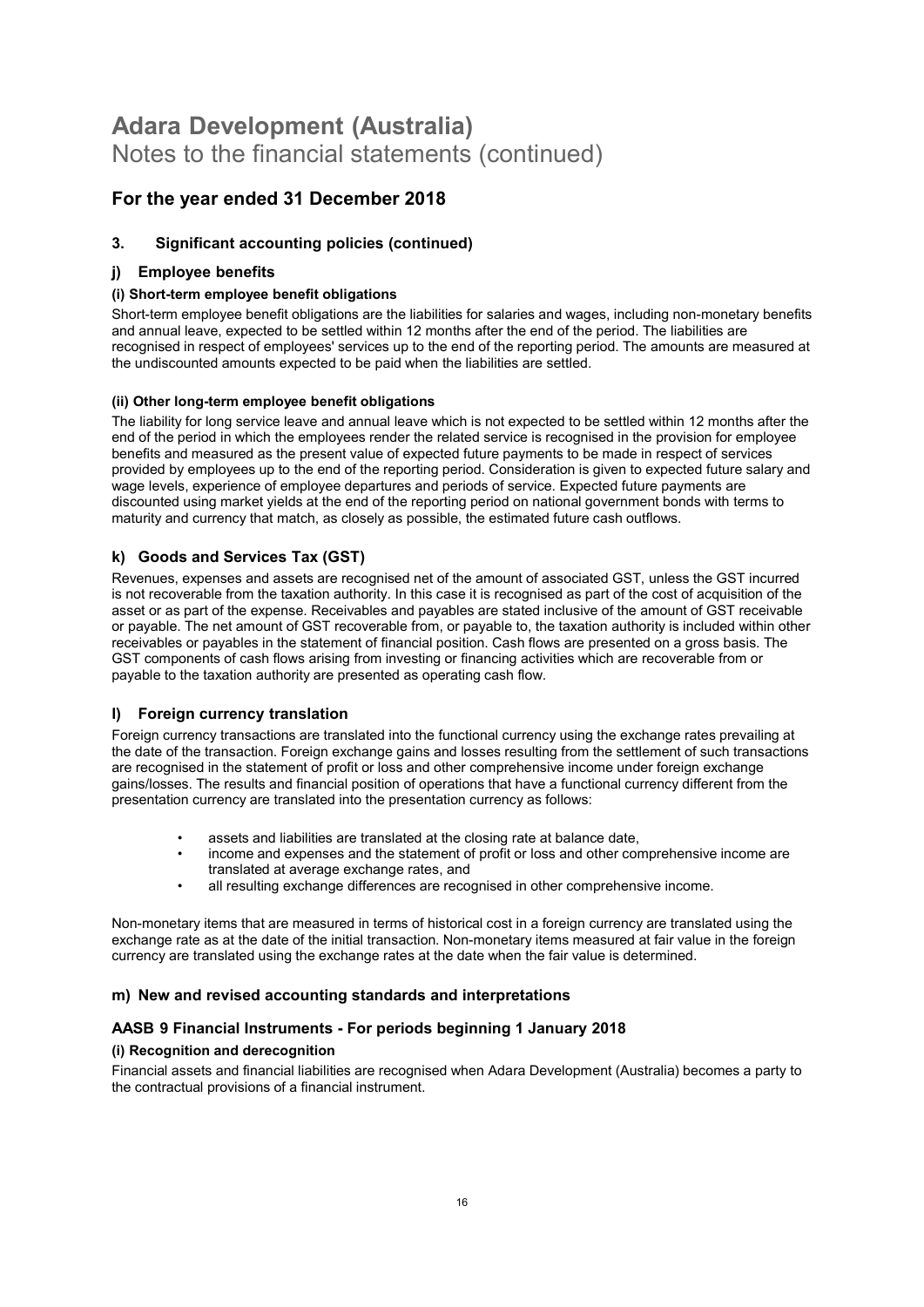# Adara Development (Australia)

Notes to the financial statements (continued)

## For the year ended 31 December 2018

### 3. Significant accounting policies (continued)

### j) Employee benefits

#### (i) Short-term employee benefit obligations

Short-term employee benefit obligations are the liabilities for salaries and wages, including non-monetary benefits and annual leave, expected to be settled within 12 months after the end of the period. The liabilities are recognised in respect of employees' services up to the end of the reporting period. The amounts are measured at the undiscounted amounts expected to be paid when the liabilities are settled.

#### (ii) Other long-term employee benefit obligations

The liability for long service leave and annual leave which is not expected to be settled within 12 months after the end of the period in which the employees render the related service is recognised in the provision for employee benefits and measured as the present value of expected future payments to be made in respect of services provided by employees up to the end of the reporting period. Consideration is given to expected future salary and wage levels, experience of employee departures and periods of service. Expected future payments are discounted using market yields at the end of the reporting period on national government bonds with terms to maturity and currency that match, as closely as possible, the estimated future cash outflows.

### k) Goods and Services Tax (GST)

Revenues, expenses and assets are recognised net of the amount of associated GST, unless the GST incurred is not recoverable from the taxation authority. In this case it is recognised as part of the cost of acquisition of the asset or as part of the expense. Receivables and payables are stated inclusive of the amount of GST receivable or payable. The net amount of GST recoverable from, or payable to, the taxation authority is included within other receivables or payables in the statement of financial position. Cash flows are presented on a gross basis. The GST components of cash flows arising from investing or financing activities which are recoverable from or payable to the taxation authority are presented as operating cash flow.

### l) Foreign currency translation

Foreign currency transactions are translated into the functional currency using the exchange rates prevailing at the date of the transaction. Foreign exchange gains and losses resulting from the settlement of such transactions are recognised in the statement of profit or loss and other comprehensive income under foreign exchange gains/losses. The results and financial position of operations that have a functional currency different from the presentation currency are translated into the presentation currency as follows:

- assets and liabilities are translated at the closing rate at balance date,
- income and expenses and the statement of profit or loss and other comprehensive income are translated at average exchange rates, and
- all resulting exchange differences are recognised in other comprehensive income.

Non-monetary items that are measured in terms of historical cost in a foreign currency are translated using the exchange rate as at the date of the initial transaction. Non-monetary items measured at fair value in the foreign currency are translated using the exchange rates at the date when the fair value is determined.

### m) New and revised accounting standards and interpretations

### AASB 9 Financial Instruments - For periods beginning 1 January 2018

#### (i) Recognition and derecognition

Financial assets and financial liabilities are recognised when Adara Development (Australia) becomes a party to the contractual provisions of a financial instrument.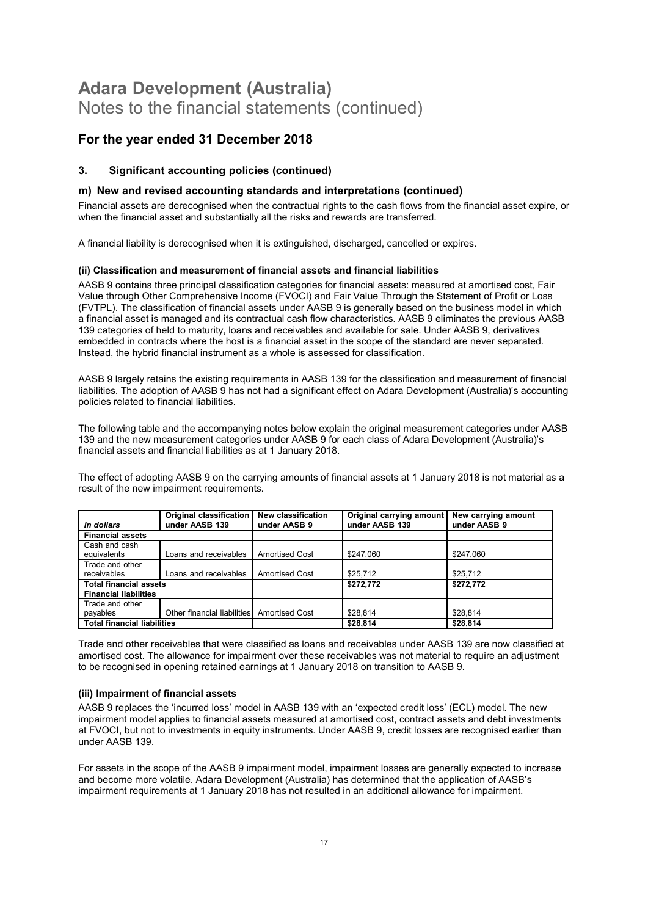# Adara Development (Australia)

Notes to the financial statements (continued)

## For the year ended 31 December 2018

### 3. Significant accounting policies (continued)

### m) New and revised accounting standards and interpretations (continued)

Financial assets are derecognised when the contractual rights to the cash flows from the financial asset expire, or when the financial asset and substantially all the risks and rewards are transferred.

A financial liability is derecognised when it is extinguished, discharged, cancelled or expires.

#### (ii) Classification and measurement of financial assets and financial liabilities

AASB 9 contains three principal classification categories for financial assets: measured at amortised cost, Fair Value through Other Comprehensive Income (FVOCI) and Fair Value Through the Statement of Profit or Loss (FVTPL). The classification of financial assets under AASB 9 is generally based on the business model in which a financial asset is managed and its contractual cash flow characteristics. AASB 9 eliminates the previous AASB 139 categories of held to maturity, loans and receivables and available for sale. Under AASB 9, derivatives embedded in contracts where the host is a financial asset in the scope of the standard are never separated. Instead, the hybrid financial instrument as a whole is assessed for classification.

AASB 9 largely retains the existing requirements in AASB 139 for the classification and measurement of financial liabilities. The adoption of AASB 9 has not had a significant effect on Adara Development (Australia)'s accounting policies related to financial liabilities.

The following table and the accompanying notes below explain the original measurement categories under AASB 139 and the new measurement categories under AASB 9 for each class of Adara Development (Australia)'s financial assets and financial liabilities as at 1 January 2018.

The effect of adopting AASB 9 on the carrying amounts of financial assets at 1 January 2018 is not material as a result of the new impairment requirements.

| *In dollars* | Original classification under AASB 139 | New classification under AASB 9 | Original carrying amount under AASB 139 | New carrying amount under AASB 9 |
|---|---|---|---|---|
| **Financial assets** | | | | |
| Cash and cash equivalents | Loans and receivables | Amortised Cost | \$247,060 | \$247,060 |
| Trade and other receivables | Loans and receivables | Amortised Cost | \$25,712 | \$25,712 |
| **Total financial assets** | | | **\$272,772** | **\$272,772** |
| **Financial liabilities** | | | | |
| Trade and other payables | Other financial liabilities | Amortised Cost | \$28,814 | \$28,814 |
| **Total financial liabilities** | | | **\$28,814** | **\$28,814** |

Trade and other receivables that were classified as loans and receivables under AASB 139 are now classified at amortised cost. The allowance for impairment over these receivables was not material to require an adjustment to be recognised in opening retained earnings at 1 January 2018 on transition to AASB 9.

#### (iii) Impairment of financial assets

AASB 9 replaces the 'incurred loss' model in AASB 139 with an 'expected credit loss' (ECL) model. The new impairment model applies to financial assets measured at amortised cost, contract assets and debt investments at FVOCI, but not to investments in equity instruments. Under AASB 9, credit losses are recognised earlier than under AASB 139.

For assets in the scope of the AASB 9 impairment model, impairment losses are generally expected to increase and become more volatile. Adara Development (Australia) has determined that the application of AASB's impairment requirements at 1 January 2018 has not resulted in an additional allowance for impairment.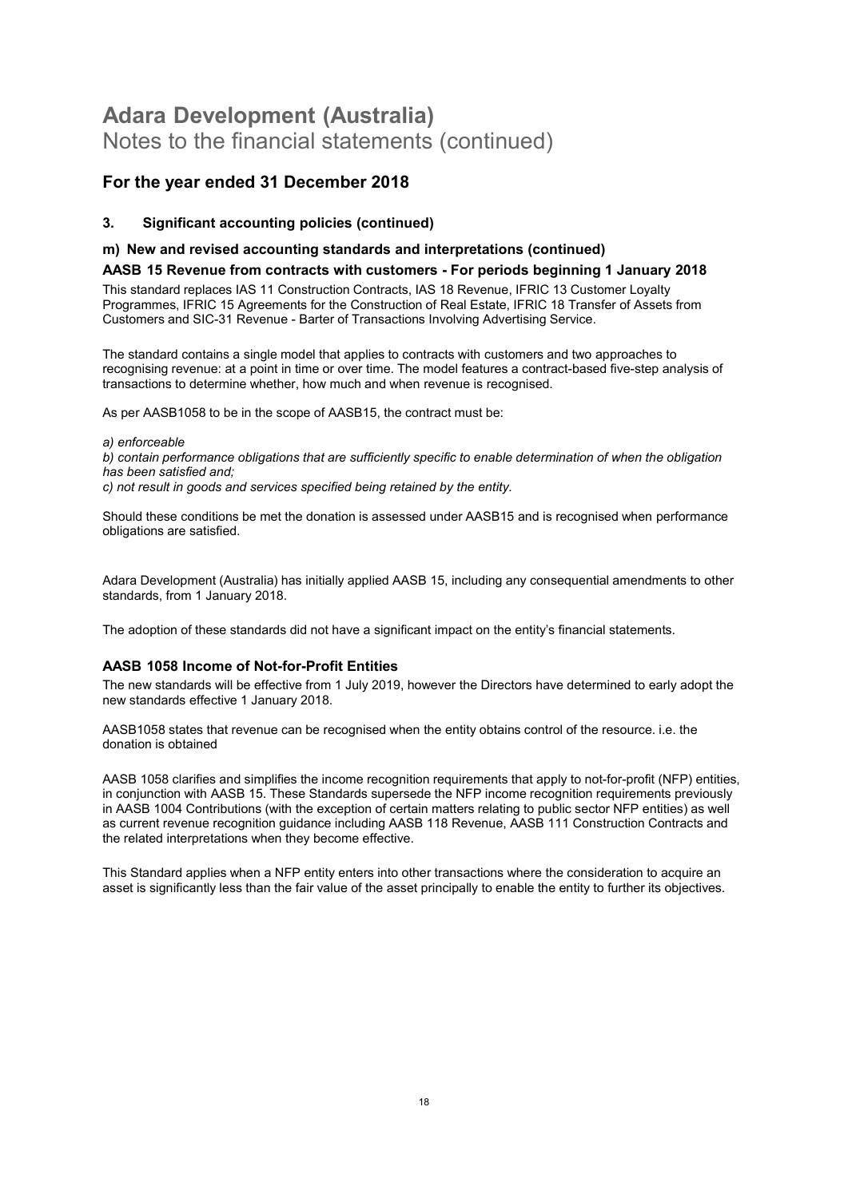# Adara Development (Australia)

Notes to the financial statements (continued)

## For the year ended 31 December 2018

### 3. Significant accounting policies (continued)

#### m) New and revised accounting standards and interpretations (continued)

#### AASB 15 Revenue from contracts with customers - For periods beginning 1 January 2018

This standard replaces IAS 11 Construction Contracts, IAS 18 Revenue, IFRIC 13 Customer Loyalty Programmes, IFRIC 15 Agreements for the Construction of Real Estate, IFRIC 18 Transfer of Assets from Customers and SIC-31 Revenue - Barter of Transactions Involving Advertising Service.

The standard contains a single model that applies to contracts with customers and two approaches to recognising revenue: at a point in time or over time. The model features a contract-based five-step analysis of transactions to determine whether, how much and when revenue is recognised.

As per AASB1058 to be in the scope of AASB15, the contract must be:

*a) enforceable*

*b) contain performance obligations that are sufficiently specific to enable determination of when the obligation has been satisfied and;*

*c) not result in goods and services specified being retained by the entity.*

Should these conditions be met the donation is assessed under AASB15 and is recognised when performance obligations are satisfied.

Adara Development (Australia) has initially applied AASB 15, including any consequential amendments to other standards, from 1 January 2018.

The adoption of these standards did not have a significant impact on the entity's financial statements.

#### AASB 1058 Income of Not-for-Profit Entities

The new standards will be effective from 1 July 2019, however the Directors have determined to early adopt the new standards effective 1 January 2018.

AASB1058 states that revenue can be recognised when the entity obtains control of the resource. i.e. the donation is obtained

AASB 1058 clarifies and simplifies the income recognition requirements that apply to not-for-profit (NFP) entities, in conjunction with AASB 15. These Standards supersede the NFP income recognition requirements previously in AASB 1004 Contributions (with the exception of certain matters relating to public sector NFP entities) as well as current revenue recognition guidance including AASB 118 Revenue, AASB 111 Construction Contracts and the related interpretations when they become effective.

This Standard applies when a NFP entity enters into other transactions where the consideration to acquire an asset is significantly less than the fair value of the asset principally to enable the entity to further its objectives.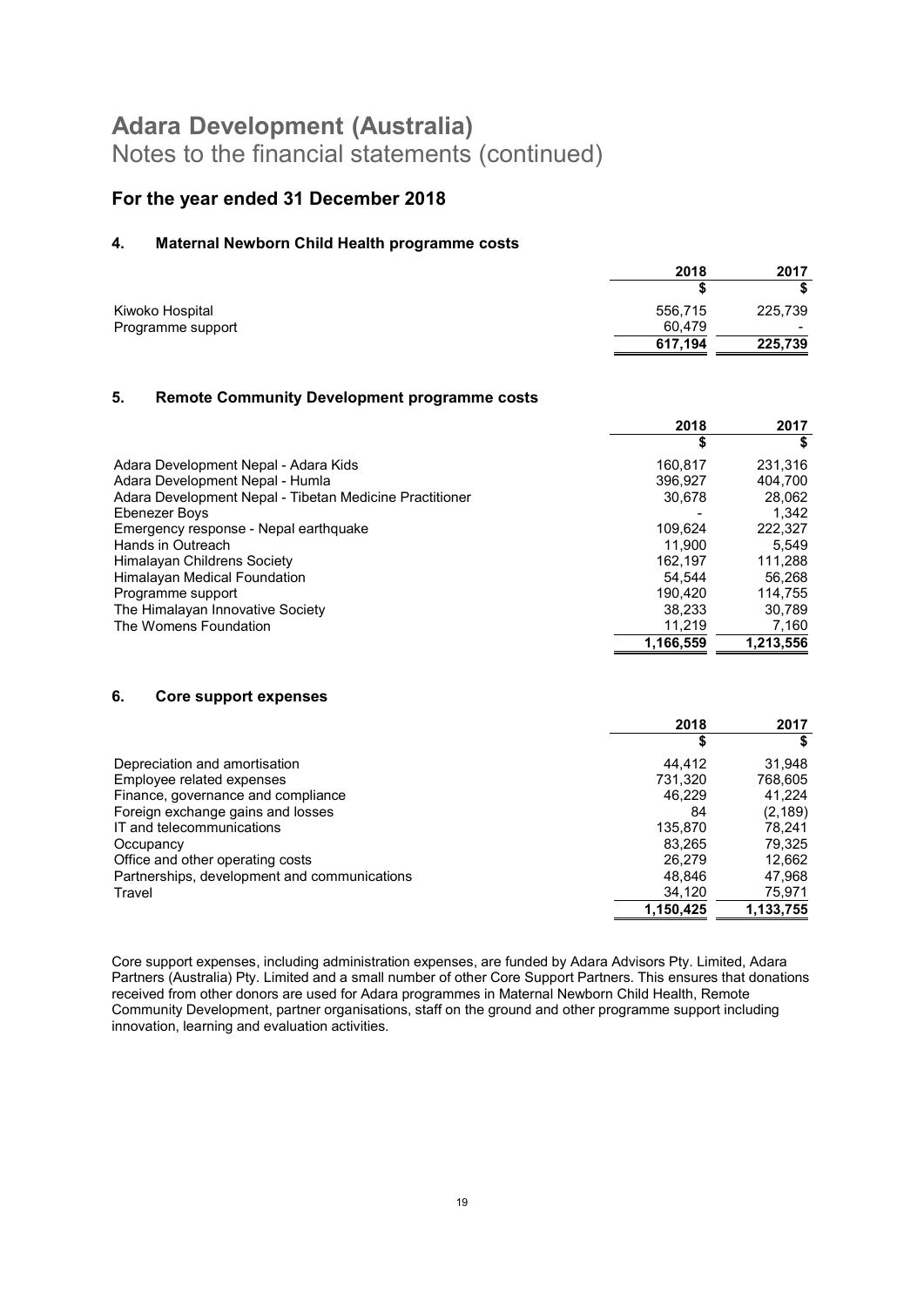# Adara Development (Australia)
Notes to the financial statements (continued)

## For the year ended 31 December 2018

### 4. Maternal Newborn Child Health programme costs

| | 2018 | 2017 |
|---|---|---|
| | $ | $ |
| Kiwoko Hospital | 556,715 | 225,739 |
| Programme support | 60,479 | - |
| | **617,194** | **225,739** |

### 5. Remote Community Development programme costs

| | 2018 | 2017 |
|---|---|---|
| | $ | $ |
| Adara Development Nepal - Adara Kids | 160,817 | 231,316 |
| Adara Development Nepal - Humla | 396,927 | 404,700 |
| Adara Development Nepal - Tibetan Medicine Practitioner | 30,678 | 28,062 |
| Ebenezer Boys | - | 1,342 |
| Emergency response - Nepal earthquake | 109,624 | 222,327 |
| Hands in Outreach | 11,900 | 5,549 |
| Himalayan Childrens Society | 162,197 | 111,288 |
| Himalayan Medical Foundation | 54,544 | 56,268 |
| Programme support | 190,420 | 114,755 |
| The Himalayan Innovative Society | 38,233 | 30,789 |
| The Womens Foundation | 11,219 | 7,160 |
| | **1,166,559** | **1,213,556** |

### 6. Core support expenses

| | 2018 | 2017 |
|---|---|---|
| | $ | $ |
| Depreciation and amortisation | 44,412 | 31,948 |
| Employee related expenses | 731,320 | 768,605 |
| Finance, governance and compliance | 46,229 | 41,224 |
| Foreign exchange gains and losses | 84 | (2,189) |
| IT and telecommunications | 135,870 | 78,241 |
| Occupancy | 83,265 | 79,325 |
| Office and other operating costs | 26,279 | 12,662 |
| Partnerships, development and communications | 48,846 | 47,968 |
| Travel | 34,120 | 75,971 |
| | **1,150,425** | **1,133,755** |

Core support expenses, including administration expenses, are funded by Adara Advisors Pty. Limited, Adara Partners (Australia) Pty. Limited and a small number of other Core Support Partners. This ensures that donations received from other donors are used for Adara programmes in Maternal Newborn Child Health, Remote Community Development, partner organisations, staff on the ground and other programme support including innovation, learning and evaluation activities.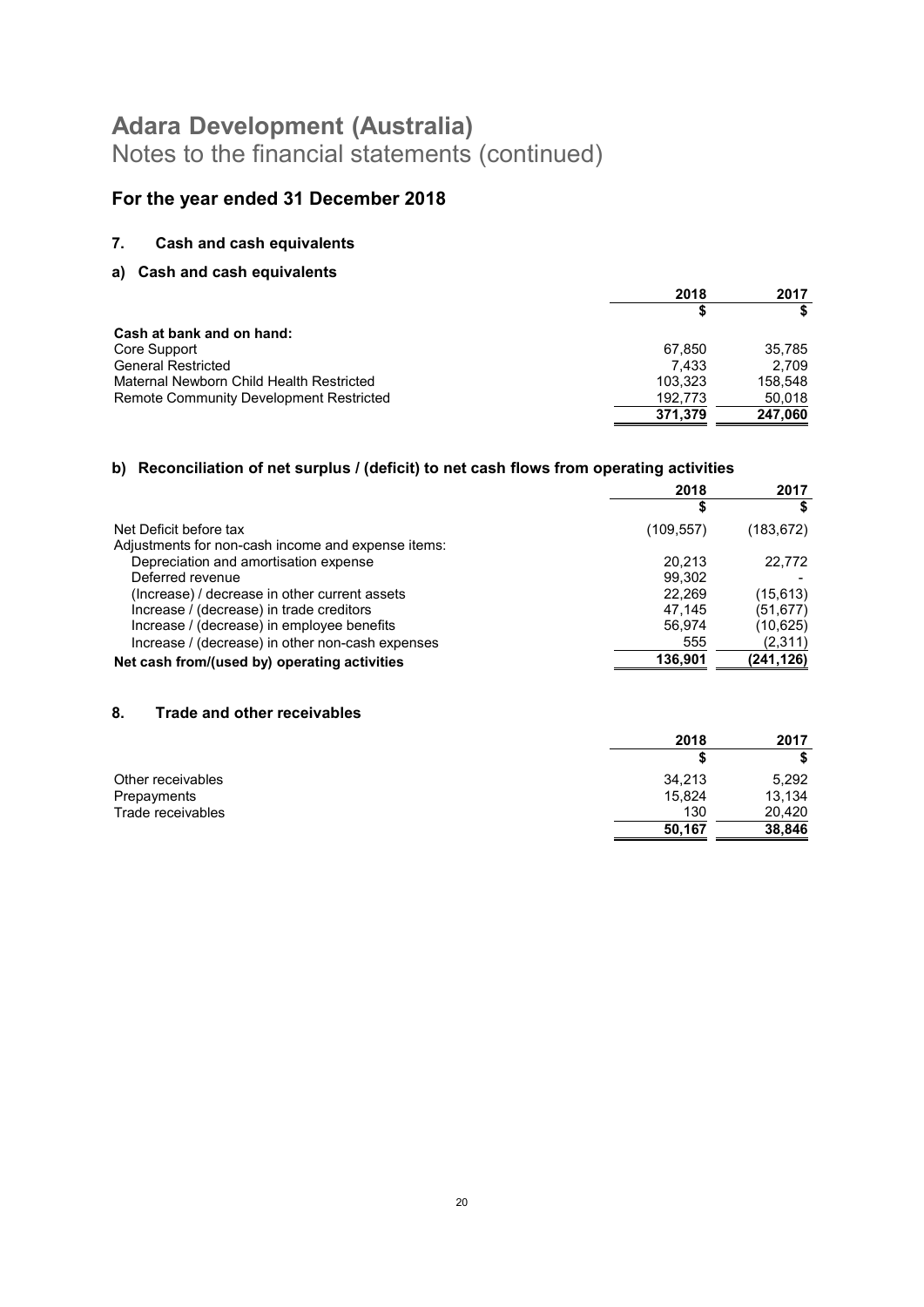# Adara Development (Australia)

Notes to the financial statements (continued)

## For the year ended 31 December 2018

### 7. Cash and cash equivalents

#### a) Cash and cash equivalents

| | 2018 | 2017 |
|---|---|---|
| | $ | $ |
| **Cash at bank and on hand:** | | |
| Core Support | 67,850 | 35,785 |
| General Restricted | 7,433 | 2,709 |
| Maternal Newborn Child Health Restricted | 103,323 | 158,548 |
| Remote Community Development Restricted | 192,773 | 50,018 |
| | **371,379** | **247,060** |

#### b) Reconciliation of net surplus / (deficit) to net cash flows from operating activities

| | 2018 | 2017 |
|---|---|---|
| | $ | $ |
| Net Deficit before tax | (109,557) | (183,672) |
| Adjustments for non-cash income and expense items: | | |
| Depreciation and amortisation expense | 20,213 | 22,772 |
| Deferred revenue | 99,302 | - |
| (Increase) / decrease in other current assets | 22,269 | (15,613) |
| Increase / (decrease) in trade creditors | 47,145 | (51,677) |
| Increase / (decrease) in employee benefits | 56,974 | (10,625) |
| Increase / (decrease) in other non-cash expenses | 555 | (2,311) |
| **Net cash from/(used by) operating activities** | **136,901** | **(241,126)** |

### 8. Trade and other receivables

| | 2018 | 2017 |
|---|---|---|
| | $ | $ |
| Other receivables | 34,213 | 5,292 |
| Prepayments | 15,824 | 13,134 |
| Trade receivables | 130 | 20,420 |
| | **50,167** | **38,846** |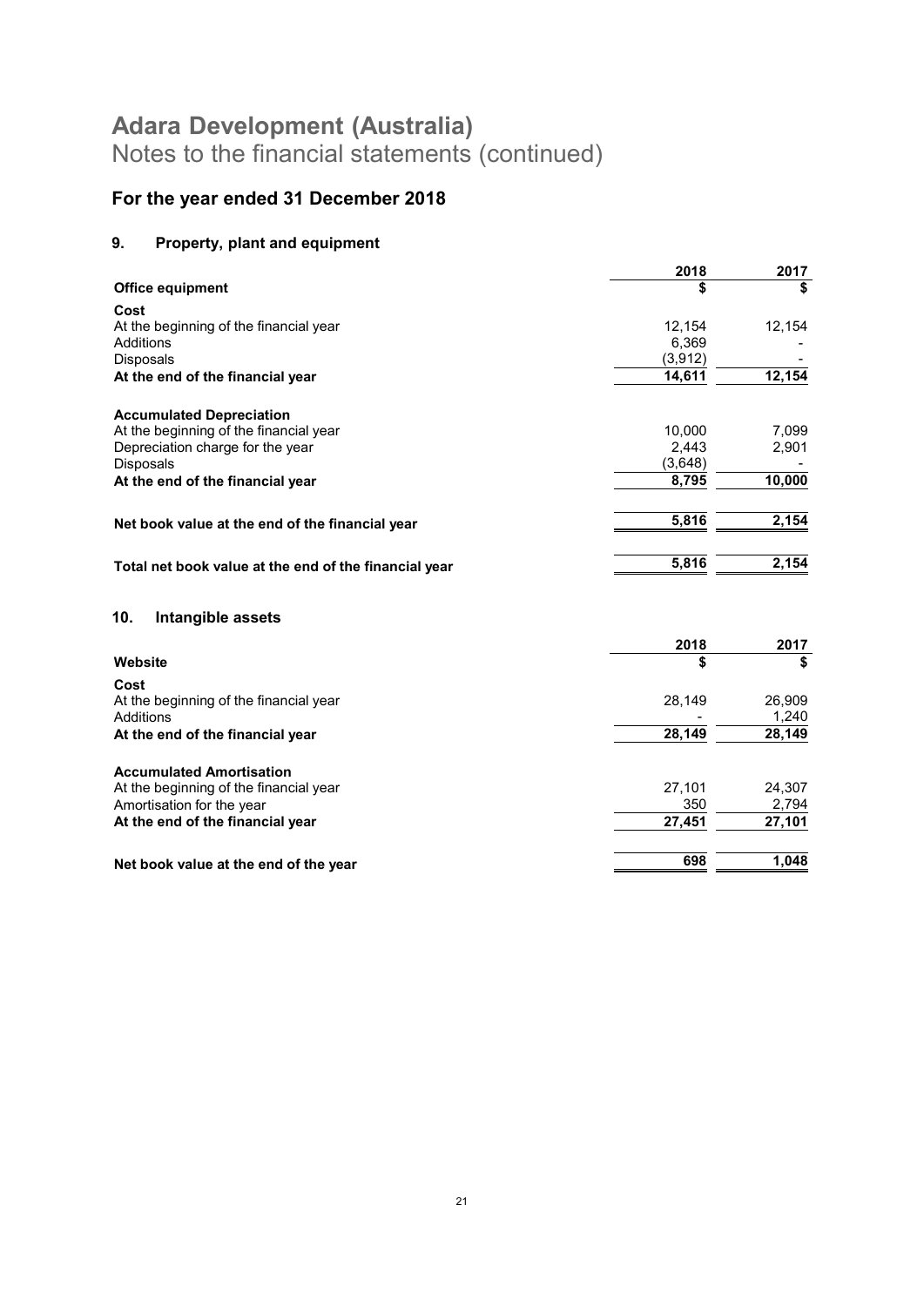# Adara Development (Australia)

Notes to the financial statements (continued)

## For the year ended 31 December 2018

### 9. Property, plant and equipment

| | 2018 | 2017 |
|---|---|---|
| **Office equipment** | **$** | **$** |
| **Cost** | | |
| At the beginning of the financial year | 12,154 | 12,154 |
| Additions | 6,369 | - |
| Disposals | (3,912) | - |
| **At the end of the financial year** | **14,611** | **12,154** |
| | | |
| **Accumulated Depreciation** | | |
| At the beginning of the financial year | 10,000 | 7,099 |
| Depreciation charge for the year | 2,443 | 2,901 |
| Disposals | (3,648) | - |
| **At the end of the financial year** | **8,795** | **10,000** |
| | | |
| **Net book value at the end of the financial year** | **5,816** | **2,154** |
| | | |
| **Total net book value at the end of the financial year** | **5,816** | **2,154** |

### 10. Intangible assets

| | 2018 | 2017 |
|---|---|---|
| **Website** | **$** | **$** |
| **Cost** | | |
| At the beginning of the financial year | 28,149 | 26,909 |
| Additions | - | 1,240 |
| **At the end of the financial year** | **28,149** | **28,149** |
| | | |
| **Accumulated Amortisation** | | |
| At the beginning of the financial year | 27,101 | 24,307 |
| Amortisation for the year | 350 | 2,794 |
| **At the end of the financial year** | **27,451** | **27,101** |
| | | |
| **Net book value at the end of the year** | **698** | **1,048** |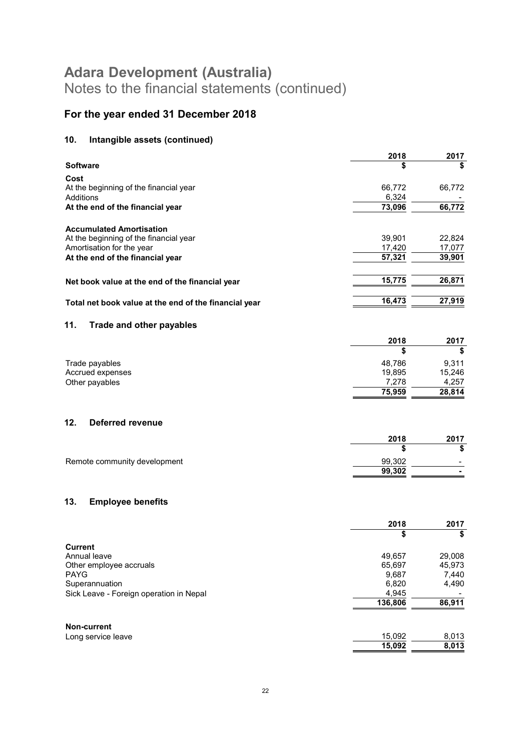# Adara Development (Australia)

Notes to the financial statements (continued)

## For the year ended 31 December 2018

### 10. Intangible assets (continued)

| | 2018 | 2017 |
|---|---|---|
| **Software** | **$** | **$** |
| **Cost** | | |
| At the beginning of the financial year | 66,772 | 66,772 |
| Additions | 6,324 | - |
| **At the end of the financial year** | **73,096** | **66,772** |
| **Accumulated Amortisation** | | |
| At the beginning of the financial year | 39,901 | 22,824 |
| Amortisation for the year | 17,420 | 17,077 |
| **At the end of the financial year** | **57,321** | **39,901** |
| **Net book value at the end of the financial year** | **15,775** | **26,871** |
| **Total net book value at the end of the financial year** | **16,473** | **27,919** |

### 11. Trade and other payables

| | 2018 | 2017 |
|---|---|---|
| | **$** | **$** |
| Trade payables | 48,786 | 9,311 |
| Accrued expenses | 19,895 | 15,246 |
| Other payables | 7,278 | 4,257 |
| | **75,959** | **28,814** |

### 12. Deferred revenue

| | 2018 | 2017 |
|---|---|---|
| | **$** | **$** |
| Remote community development | 99,302 | - |
| | **99,302** | **-** |

### 13. Employee benefits

| | 2018 | 2017 |
|---|---|---|
| | **$** | **$** |
| **Current** | | |
| Annual leave | 49,657 | 29,008 |
| Other employee accruals | 65,697 | 45,973 |
| PAYG | 9,687 | 7,440 |
| Superannuation | 6,820 | 4,490 |
| Sick Leave - Foreign operation in Nepal | 4,945 | - |
| | **136,806** | **86,911** |
| **Non-current** | | |
| Long service leave | 15,092 | 8,013 |
| | **15,092** | **8,013** |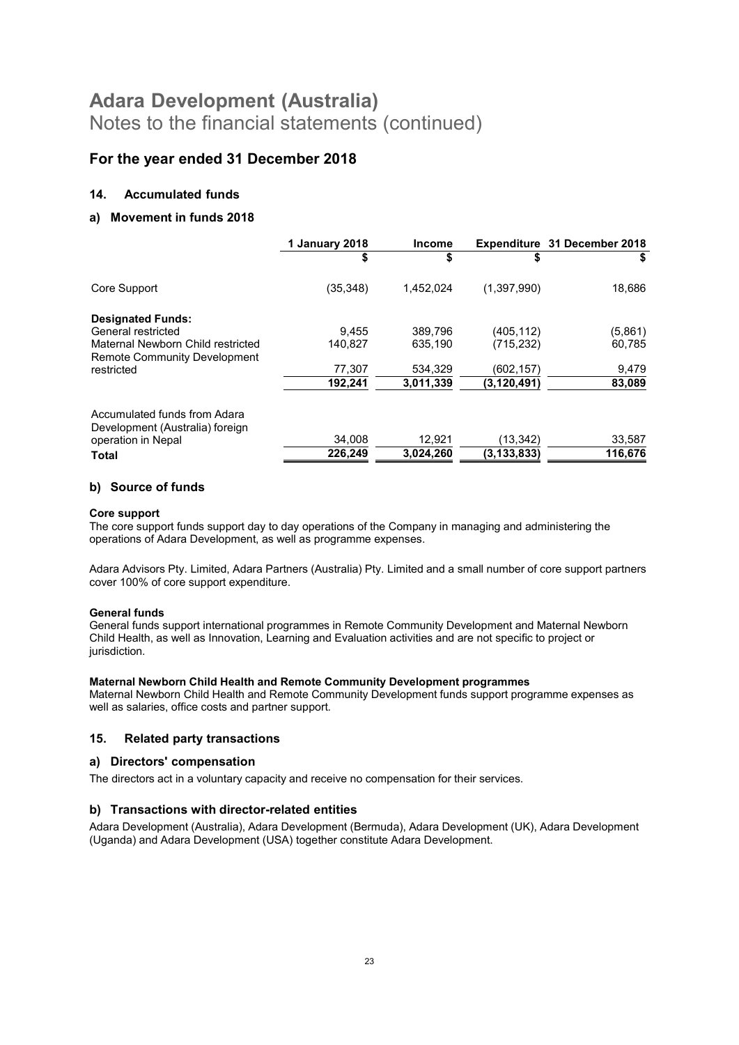# Adara Development (Australia)
Notes to the financial statements (continued)

## For the year ended 31 December 2018

### 14. Accumulated funds

### a) Movement in funds 2018

| | 1 January 2018 | Income | Expenditure | 31 December 2018 |
|---|---|---|---|---|
| | $ | $ | $ | $ |
| Core Support | (35,348) | 1,452,024 | (1,397,990) | 18,686 |
| **Designated Funds:** | | | | |
| General restricted | 9,455 | 389,796 | (405,112) | (5,861) |
| Maternal Newborn Child restricted | 140,827 | 635,190 | (715,232) | 60,785 |
| Remote Community Development restricted | 77,307 | 534,329 | (602,157) | 9,479 |
| | **192,241** | **3,011,339** | **(3,120,491)** | **83,089** |
| Accumulated funds from Adara Development (Australia) foreign operation in Nepal | 34,008 | 12,921 | (13,342) | 33,587 |
| **Total** | **226,249** | **3,024,260** | **(3,133,833)** | **116,676** |

### b) Source of funds

**Core support**

The core support funds support day to day operations of the Company in managing and administering the operations of Adara Development, as well as programme expenses.

Adara Advisors Pty. Limited, Adara Partners (Australia) Pty. Limited and a small number of core support partners cover 100% of core support expenditure.

**General funds**

General funds support international programmes in Remote Community Development and Maternal Newborn Child Health, as well as Innovation, Learning and Evaluation activities and are not specific to project or jurisdiction.

**Maternal Newborn Child Health and Remote Community Development programmes**

Maternal Newborn Child Health and Remote Community Development funds support programme expenses as well as salaries, office costs and partner support.

### 15. Related party transactions

### a) Directors' compensation

The directors act in a voluntary capacity and receive no compensation for their services.

### b) Transactions with director-related entities

Adara Development (Australia), Adara Development (Bermuda), Adara Development (UK), Adara Development (Uganda) and Adara Development (USA) together constitute Adara Development.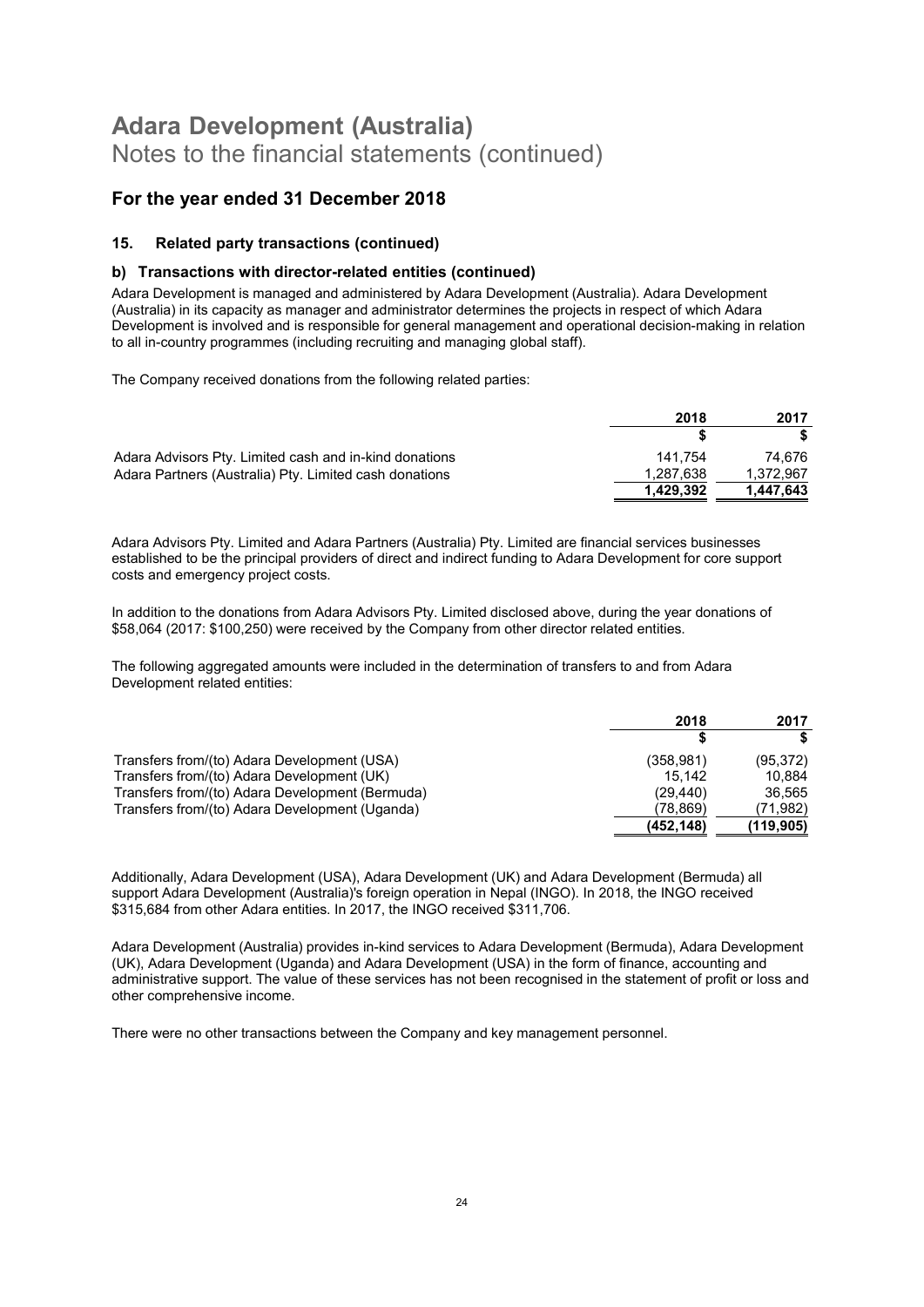# Adara Development (Australia)
Notes to the financial statements (continued)

## For the year ended 31 December 2018

### 15. Related party transactions (continued)

### b) Transactions with director-related entities (continued)

Adara Development is managed and administered by Adara Development (Australia). Adara Development (Australia) in its capacity as manager and administrator determines the projects in respect of which Adara Development is involved and is responsible for general management and operational decision-making in relation to all in-country programmes (including recruiting and managing global staff).

The Company received donations from the following related parties:

| | 2018 | 2017 |
|---|---|---|
| | $ | $ |
| Adara Advisors Pty. Limited cash and in-kind donations | 141,754 | 74,676 |
| Adara Partners (Australia) Pty. Limited cash donations | 1,287,638 | 1,372,967 |
| | **1,429,392** | **1,447,643** |

Adara Advisors Pty. Limited and Adara Partners (Australia) Pty. Limited are financial services businesses established to be the principal providers of direct and indirect funding to Adara Development for core support costs and emergency project costs.

In addition to the donations from Adara Advisors Pty. Limited disclosed above, during the year donations of $58,064 (2017: $100,250) were received by the Company from other director related entities.

The following aggregated amounts were included in the determination of transfers to and from Adara Development related entities:

| | 2018 | 2017 |
|---|---|---|
| | $ | $ |
| Transfers from/(to) Adara Development (USA) | (358,981) | (95,372) |
| Transfers from/(to) Adara Development (UK) | 15,142 | 10,884 |
| Transfers from/(to) Adara Development (Bermuda) | (29,440) | 36,565 |
| Transfers from/(to) Adara Development (Uganda) | (78,869) | (71,982) |
| | **(452,148)** | **(119,905)** |

Additionally, Adara Development (USA), Adara Development (UK) and Adara Development (Bermuda) all support Adara Development (Australia)'s foreign operation in Nepal (INGO). In 2018, the INGO received $315,684 from other Adara entities. In 2017, the INGO received $311,706.

Adara Development (Australia) provides in-kind services to Adara Development (Bermuda), Adara Development (UK), Adara Development (Uganda) and Adara Development (USA) in the form of finance, accounting and administrative support. The value of these services has not been recognised in the statement of profit or loss and other comprehensive income.

There were no other transactions between the Company and key management personnel.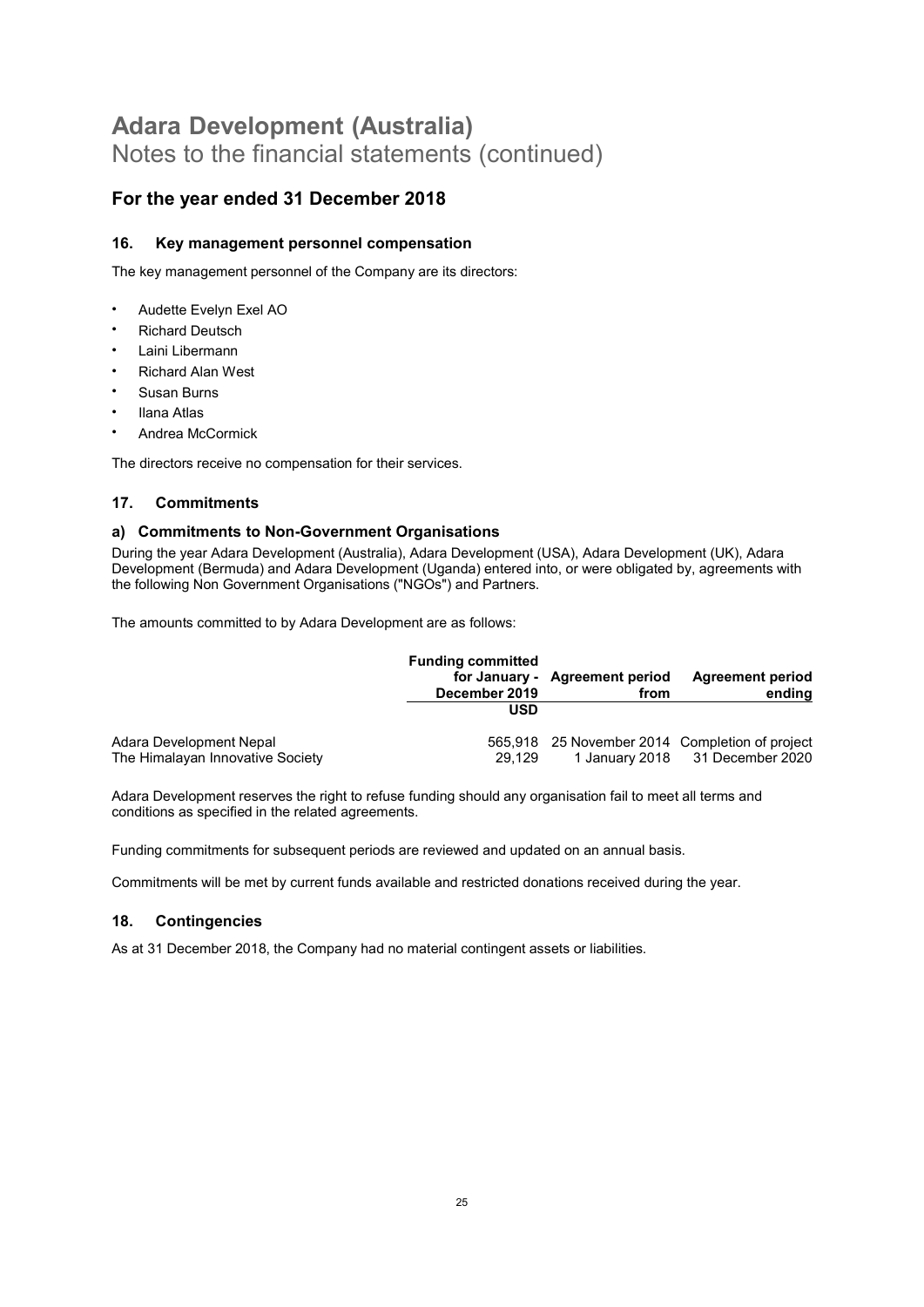# Adara Development (Australia)
Notes to the financial statements (continued)

## For the year ended 31 December 2018

### 16. Key management personnel compensation

The key management personnel of the Company are its directors:

- Audette Evelyn Exel AO
- Richard Deutsch
- Laini Libermann
- Richard Alan West
- Susan Burns
- Ilana Atlas
- Andrea McCormick

The directors receive no compensation for their services.

### 17. Commitments

#### a) Commitments to Non-Government Organisations

During the year Adara Development (Australia), Adara Development (USA), Adara Development (UK), Adara Development (Bermuda) and Adara Development (Uganda) entered into, or were obligated by, agreements with the following Non Government Organisations ("NGOs") and Partners.

The amounts committed to by Adara Development are as follows:

| | Funding committed for January - December 2019 | Agreement period from | Agreement period ending |
|---|---|---|---|
| | USD | | |
| Adara Development Nepal | 565,918 | 25 November 2014 | Completion of project |
| The Himalayan Innovative Society | 29,129 | 1 January 2018 | 31 December 2020 |

Adara Development reserves the right to refuse funding should any organisation fail to meet all terms and conditions as specified in the related agreements.

Funding commitments for subsequent periods are reviewed and updated on an annual basis.

Commitments will be met by current funds available and restricted donations received during the year.

### 18. Contingencies

As at 31 December 2018, the Company had no material contingent assets or liabilities.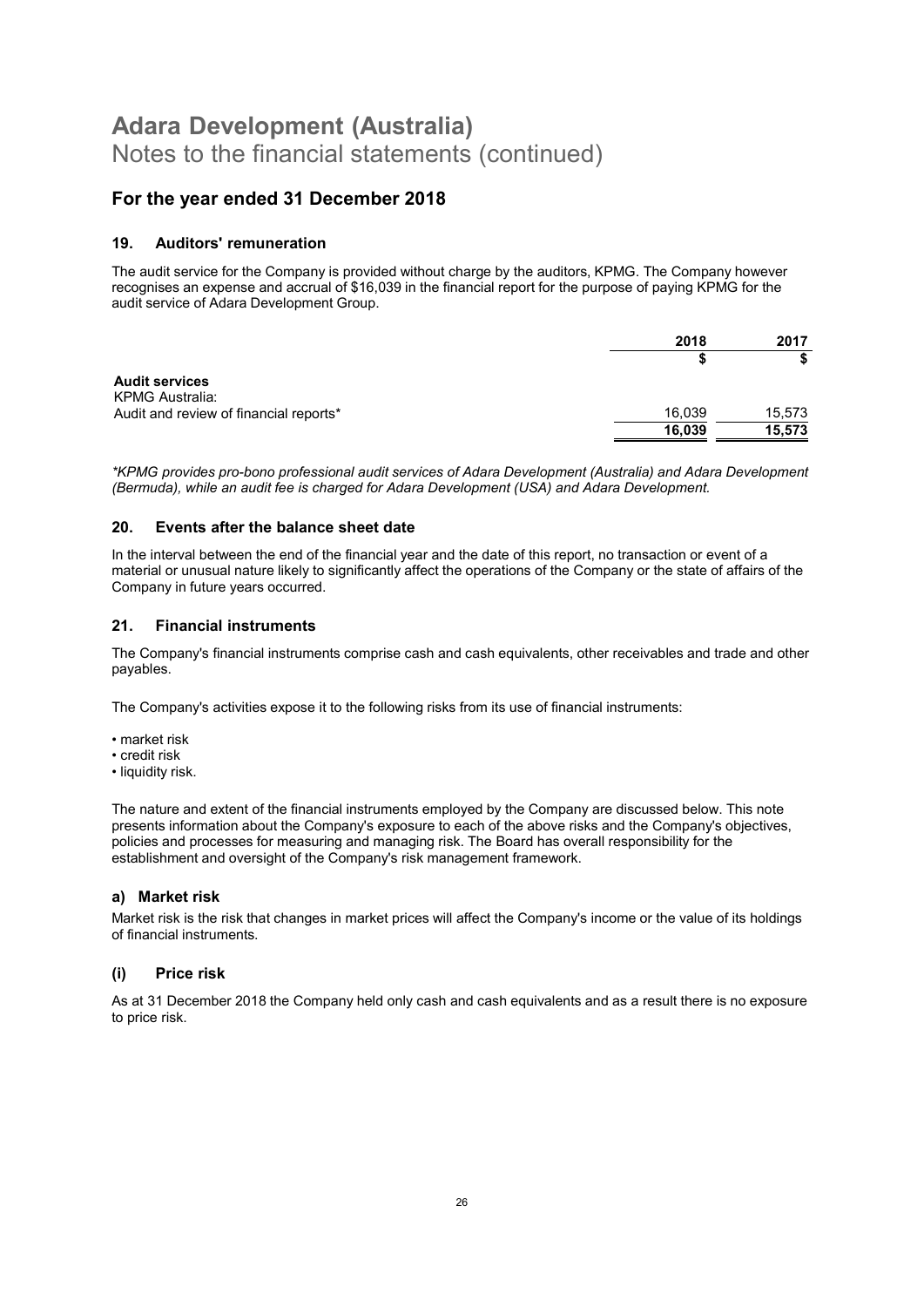# Adara Development (Australia)

Notes to the financial statements (continued)

## For the year ended 31 December 2018

### 19. Auditors' remuneration

The audit service for the Company is provided without charge by the auditors, KPMG. The Company however recognises an expense and accrual of $16,039 in the financial report for the purpose of paying KPMG for the audit service of Adara Development Group.

| | 2018 | 2017 |
|---|---|---|
| | $ | $ |
| **Audit services** | | |
| KPMG Australia: | | |
| Audit and review of financial reports* | 16,039 | 15,573 |
| | **16,039** | **15,573** |

*\*KPMG provides pro-bono professional audit services of Adara Development (Australia) and Adara Development (Bermuda), while an audit fee is charged for Adara Development (USA) and Adara Development.*

### 20. Events after the balance sheet date

In the interval between the end of the financial year and the date of this report, no transaction or event of a material or unusual nature likely to significantly affect the operations of the Company or the state of affairs of the Company in future years occurred.

### 21. Financial instruments

The Company's financial instruments comprise cash and cash equivalents, other receivables and trade and other payables.

The Company's activities expose it to the following risks from its use of financial instruments:

- market risk
- credit risk
- liquidity risk.

The nature and extent of the financial instruments employed by the Company are discussed below. This note presents information about the Company's exposure to each of the above risks and the Company's objectives, policies and processes for measuring and managing risk. The Board has overall responsibility for the establishment and oversight of the Company's risk management framework.

#### a) Market risk

Market risk is the risk that changes in market prices will affect the Company's income or the value of its holdings of financial instruments.

#### (i) Price risk

As at 31 December 2018 the Company held only cash and cash equivalents and as a result there is no exposure to price risk.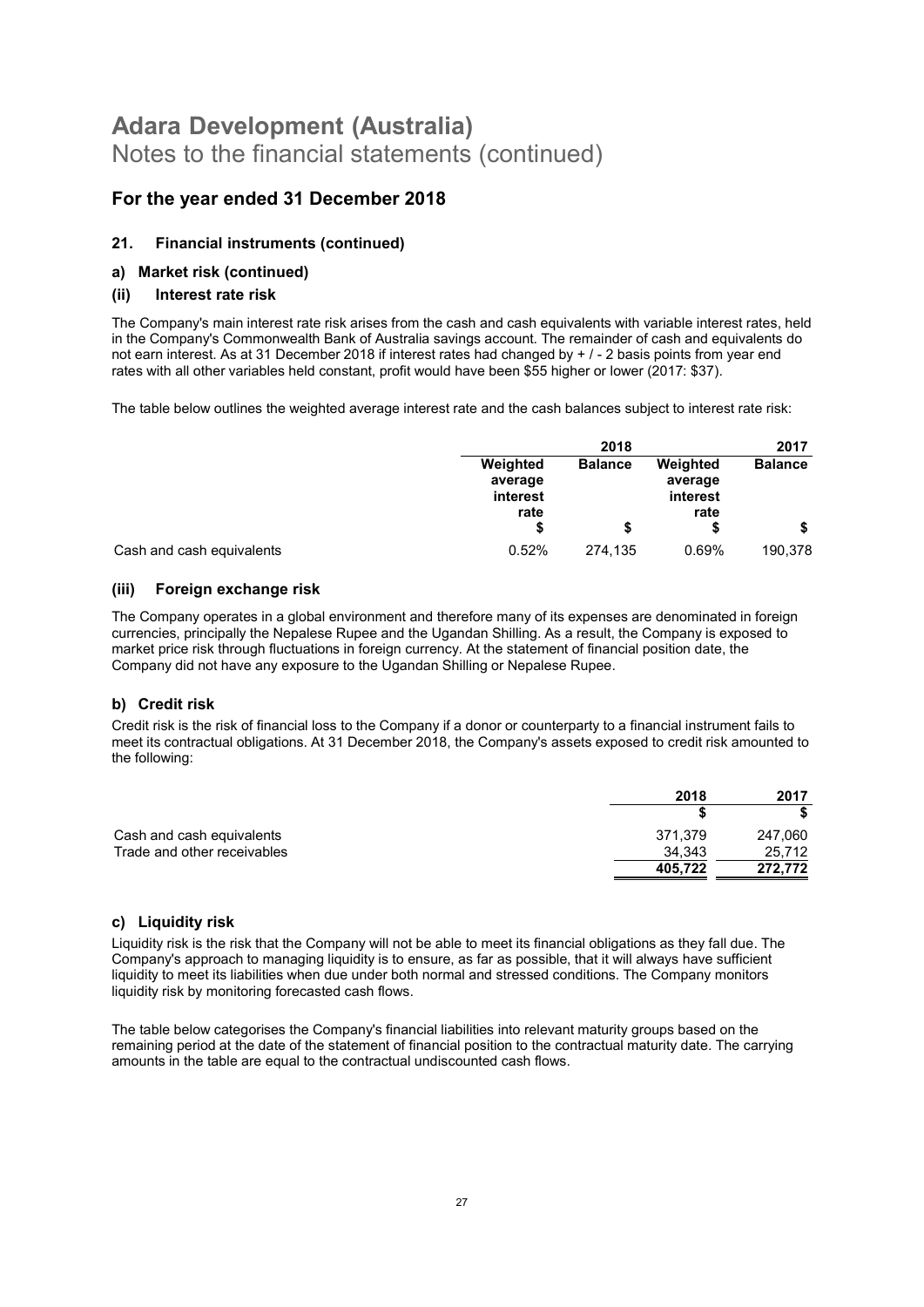# Adara Development (Australia)

Notes to the financial statements (continued)

## For the year ended 31 December 2018

### 21. Financial instruments (continued)

#### a) Market risk (continued)

#### (ii) Interest rate risk

The Company's main interest rate risk arises from the cash and cash equivalents with variable interest rates, held in the Company's Commonwealth Bank of Australia savings account. The remainder of cash and equivalents do not earn interest. As at 31 December 2018 if interest rates had changed by + / - 2 basis points from year end rates with all other variables held constant, profit would have been $55 higher or lower (2017: $37).

The table below outlines the weighted average interest rate and the cash balances subject to interest rate risk:

| | 2018 | | 2017 | |
|---|---|---|---|---|
| | Weighted average interest rate | Balance | Weighted average interest rate | Balance |
| | $ | $ | $ | $ |
| Cash and cash equivalents | 0.52% | 274,135 | 0.69% | 190,378 |

#### (iii) Foreign exchange risk

The Company operates in a global environment and therefore many of its expenses are denominated in foreign currencies, principally the Nepalese Rupee and the Ugandan Shilling. As a result, the Company is exposed to market price risk through fluctuations in foreign currency. At the statement of financial position date, the Company did not have any exposure to the Ugandan Shilling or Nepalese Rupee.

#### b) Credit risk

Credit risk is the risk of financial loss to the Company if a donor or counterparty to a financial instrument fails to meet its contractual obligations. At 31 December 2018, the Company's assets exposed to credit risk amounted to the following:

| | 2018 | 2017 |
|---|---|---|
| | $ | $ |
| Cash and cash equivalents | 371,379 | 247,060 |
| Trade and other receivables | 34,343 | 25,712 |
| | **405,722** | **272,772** |

#### c) Liquidity risk

Liquidity risk is the risk that the Company will not be able to meet its financial obligations as they fall due. The Company's approach to managing liquidity is to ensure, as far as possible, that it will always have sufficient liquidity to meet its liabilities when due under both normal and stressed conditions. The Company monitors liquidity risk by monitoring forecasted cash flows.

The table below categorises the Company's financial liabilities into relevant maturity groups based on the remaining period at the date of the statement of financial position to the contractual maturity date. The carrying amounts in the table are equal to the contractual undiscounted cash flows.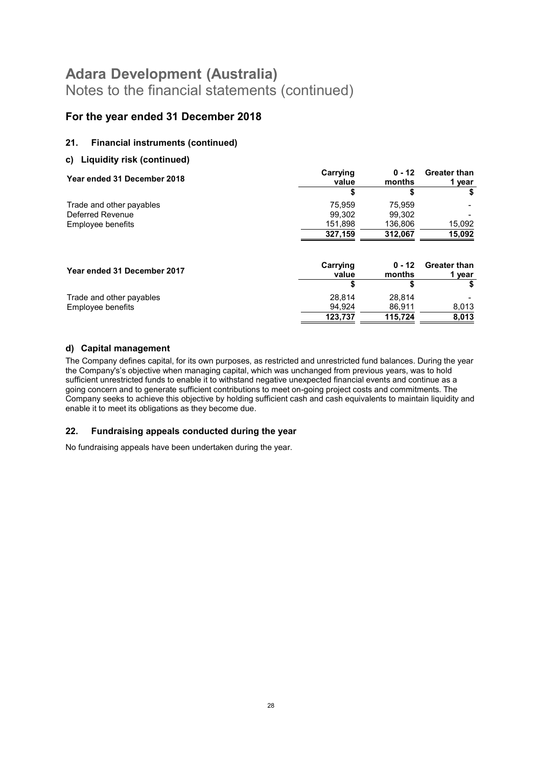# Adara Development (Australia)
Notes to the financial statements (continued)

## For the year ended 31 December 2018

### 21. Financial instruments (continued)

#### c) Liquidity risk (continued)

| Year ended 31 December 2018 | Carrying value | 0 - 12 months | Greater than 1 year |
|---|---|---|---|
| | $ | $ | $ |
| Trade and other payables | 75,959 | 75,959 | - |
| Deferred Revenue | 99,302 | 99,302 | - |
| Employee benefits | 151,898 | 136,806 | 15,092 |
| | **327,159** | **312,067** | **15,092** |

| Year ended 31 December 2017 | Carrying value | 0 - 12 months | Greater than 1 year |
|---|---|---|---|
| | $ | $ | $ |
| Trade and other payables | 28,814 | 28,814 | - |
| Employee benefits | 94,924 | 86,911 | 8,013 |
| | **123,737** | **115,724** | **8,013** |

#### d) Capital management

The Company defines capital, for its own purposes, as restricted and unrestricted fund balances. During the year the Company's's objective when managing capital, which was unchanged from previous years, was to hold sufficient unrestricted funds to enable it to withstand negative unexpected financial events and continue as a going concern and to generate sufficient contributions to meet on-going project costs and commitments. The Company seeks to achieve this objective by holding sufficient cash and cash equivalents to maintain liquidity and enable it to meet its obligations as they become due.

### 22. Fundraising appeals conducted during the year

No fundraising appeals have been undertaken during the year.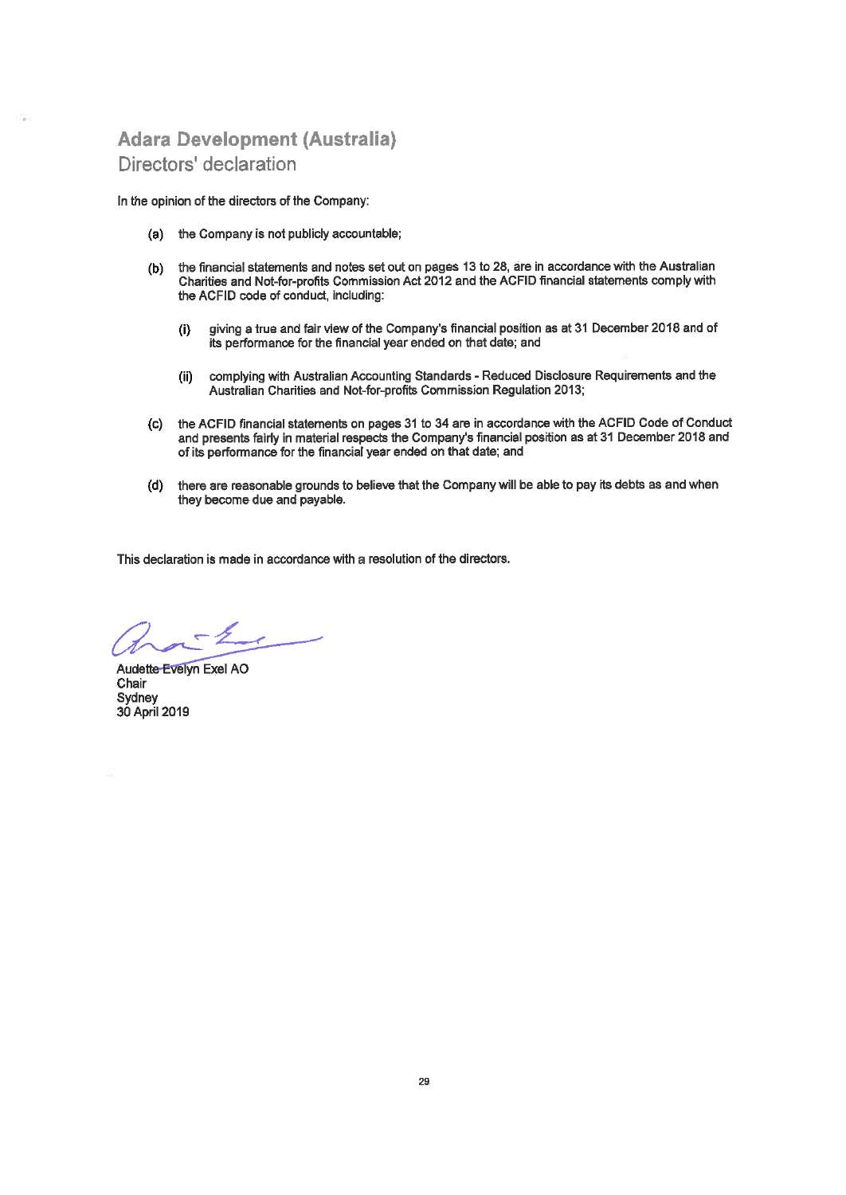# Adara Development (Australia)

## Directors' declaration

In the opinion of the directors of the Company:

(a) the Company is not publicly accountable;

(b) the financial statements and notes set out on pages 13 to 28, are in accordance with the Australian Charities and Not-for-profits Commission Act 2012 and the ACFID financial statements comply with the ACFID code of conduct, including:

  (i) giving a true and fair view of the Company's financial position as at 31 December 2018 and of its performance for the financial year ended on that date; and

  (ii) complying with Australian Accounting Standards - Reduced Disclosure Requirements and the Australian Charities and Not-for-profits Commission Regulation 2013;

(c) the ACFID financial statements on pages 31 to 34 are in accordance with the ACFID Code of Conduct and presents fairly in material respects the Company's financial position as at 31 December 2018 and of its performance for the financial year ended on that date; and

(d) there are reasonable grounds to believe that the Company will be able to pay its debts as and when they become due and payable.

This declaration is made in accordance with a resolution of the directors.

Audette Evelyn Exel AO
Chair
Sydney
30 April 2019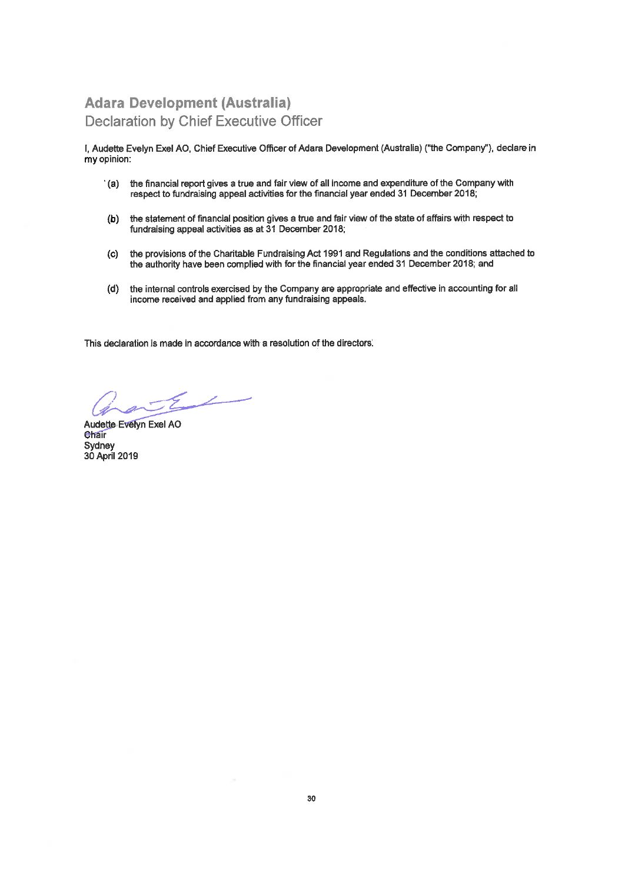# Adara Development (Australia)

## Declaration by Chief Executive Officer

I, Audette Evelyn Exel AO, Chief Executive Officer of Adara Development (Australia) ("the Company"), declare in my opinion:

(a) the financial report gives a true and fair view of all income and expenditure of the Company with respect to fundraising appeal activities for the financial year ended 31 December 2018;

(b) the statement of financial position gives a true and fair view of the state of affairs with respect to fundraising appeal activities as at 31 December 2018;

(c) the provisions of the Charitable Fundraising Act 1991 and Regulations and the conditions attached to the authority have been complied with for the financial year ended 31 December 2018; and

(d) the internal controls exercised by the Company are appropriate and effective in accounting for all income received and applied from any fundraising appeals.

This declaration is made in accordance with a resolution of the directors.

Audette Evelyn Exel AO
Chair
Sydney
30 April 2019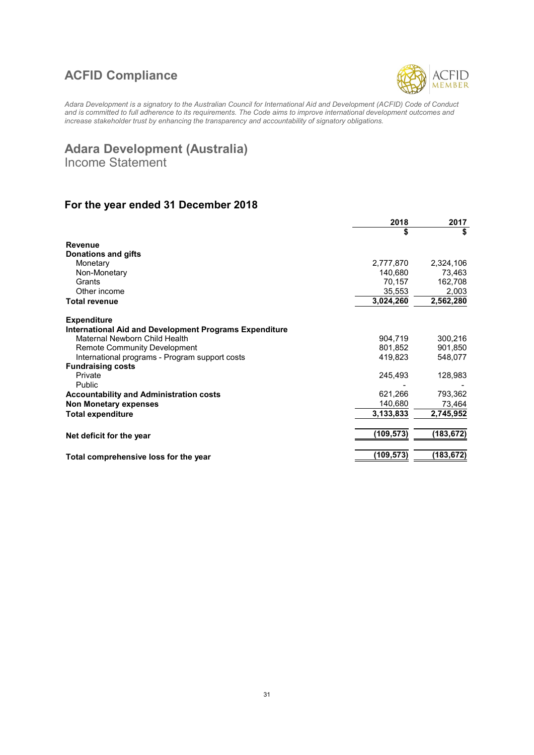# ACFID Compliance

*Adara Development is a signatory to the Australian Council for International Aid and Development (ACFID) Code of Conduct and is committed to full adherence to its requirements. The Code aims to improve international development outcomes and increase stakeholder trust by enhancing the transparency and accountability of signatory obligations.*

## Adara Development (Australia)

Income Statement

### For the year ended 31 December 2018

| | 2018 | 2017 |
|---|---|---|
| | $ | $ |
| **Revenue** | | |
| **Donations and gifts** | | |
| Monetary | 2,777,870 | 2,324,106 |
| Non-Monetary | 140,680 | 73,463 |
| Grants | 70,157 | 162,708 |
| Other income | 35,553 | 2,003 |
| **Total revenue** | **3,024,260** | **2,562,280** |
| **Expenditure** | | |
| **International Aid and Development Programs Expenditure** | | |
| Maternal Newborn Child Health | 904,719 | 300,216 |
| Remote Community Development | 801,852 | 901,850 |
| International programs - Program support costs | 419,823 | 548,077 |
| **Fundraising costs** | | |
| Private | 245,493 | 128,983 |
| Public | - | - |
| **Accountability and Administration costs** | 621,266 | 793,362 |
| **Non Monetary expenses** | 140,680 | 73,464 |
| **Total expenditure** | **3,133,833** | **2,745,952** |
| **Net deficit for the year** | **(109,573)** | **(183,672)** |
| **Total comprehensive loss for the year** | **(109,573)** | **(183,672)** |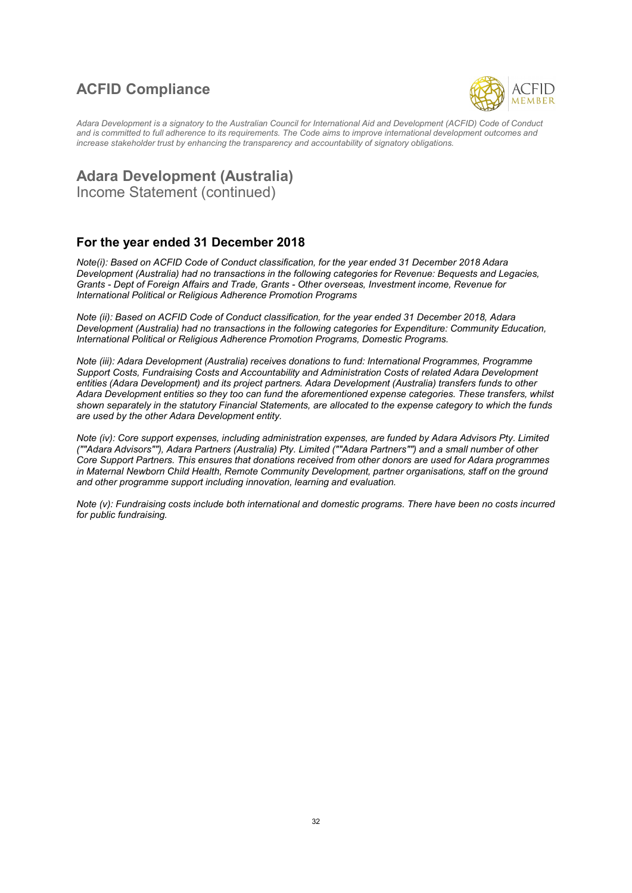# ACFID Compliance

*Adara Development is a signatory to the Australian Council for International Aid and Development (ACFID) Code of Conduct and is committed to full adherence to its requirements. The Code aims to improve international development outcomes and increase stakeholder trust by enhancing the transparency and accountability of signatory obligations.*

## Adara Development (Australia)

Income Statement (continued)

### For the year ended 31 December 2018

*Note(i): Based on ACFID Code of Conduct classification, for the year ended 31 December 2018 Adara Development (Australia) had no transactions in the following categories for Revenue: Bequests and Legacies, Grants - Dept of Foreign Affairs and Trade, Grants - Other overseas, Investment income, Revenue for International Political or Religious Adherence Promotion Programs*

*Note (ii): Based on ACFID Code of Conduct classification, for the year ended 31 December 2018, Adara Development (Australia) had no transactions in the following categories for Expenditure: Community Education, International Political or Religious Adherence Promotion Programs, Domestic Programs.*

*Note (iii): Adara Development (Australia) receives donations to fund: International Programmes, Programme Support Costs, Fundraising Costs and Accountability and Administration Costs of related Adara Development entities (Adara Development) and its project partners. Adara Development (Australia) transfers funds to other Adara Development entities so they too can fund the aforementioned expense categories. These transfers, whilst shown separately in the statutory Financial Statements, are allocated to the expense category to which the funds are used by the other Adara Development entity.*

*Note (iv): Core support expenses, including administration expenses, are funded by Adara Advisors Pty. Limited (""Adara Advisors""), Adara Partners (Australia) Pty. Limited (""Adara Partners"") and a small number of other Core Support Partners. This ensures that donations received from other donors are used for Adara programmes in Maternal Newborn Child Health, Remote Community Development, partner organisations, staff on the ground and other programme support including innovation, learning and evaluation.*

*Note (v): Fundraising costs include both international and domestic programs. There have been no costs incurred for public fundraising.*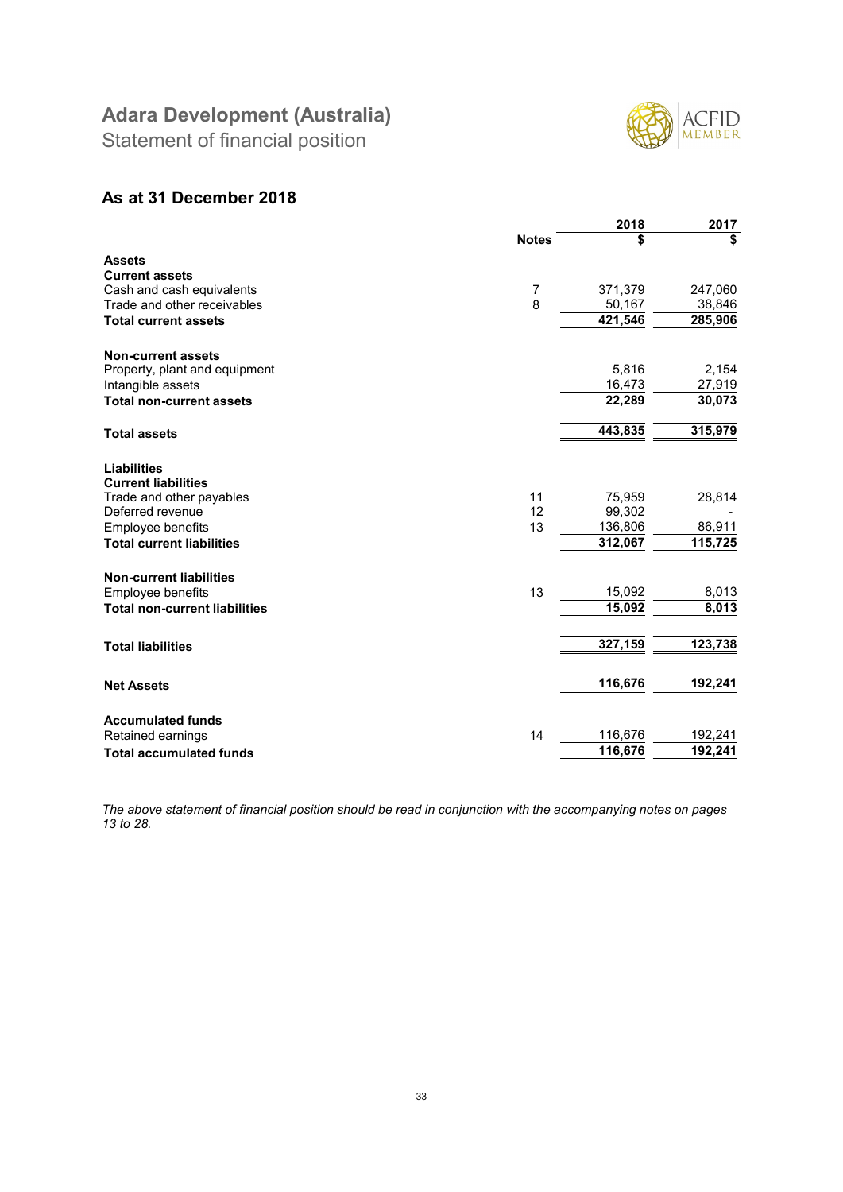# Adara Development (Australia)

Statement of financial position

## As at 31 December 2018

| | Notes | 2018 $ | 2017 $ |
|---|---|---|---|
| **Assets** | | | |
| **Current assets** | | | |
| Cash and cash equivalents | 7 | 371,379 | 247,060 |
| Trade and other receivables | 8 | 50,167 | 38,846 |
| **Total current assets** | | **421,546** | **285,906** |
| **Non-current assets** | | | |
| Property, plant and equipment | | 5,816 | 2,154 |
| Intangible assets | | 16,473 | 27,919 |
| **Total non-current assets** | | **22,289** | **30,073** |
| **Total assets** | | **443,835** | **315,979** |
| **Liabilities** | | | |
| **Current liabilities** | | | |
| Trade and other payables | 11 | 75,959 | 28,814 |
| Deferred revenue | 12 | 99,302 | - |
| Employee benefits | 13 | 136,806 | 86,911 |
| **Total current liabilities** | | **312,067** | **115,725** |
| **Non-current liabilities** | | | |
| Employee benefits | 13 | 15,092 | 8,013 |
| **Total non-current liabilities** | | **15,092** | **8,013** |
| **Total liabilities** | | **327,159** | **123,738** |
| **Net Assets** | | **116,676** | **192,241** |
| **Accumulated funds** | | | |
| Retained earnings | 14 | 116,676 | 192,241 |
| **Total accumulated funds** | | **116,676** | **192,241** |

*The above statement of financial position should be read in conjunction with the accompanying notes on pages 13 to 28.*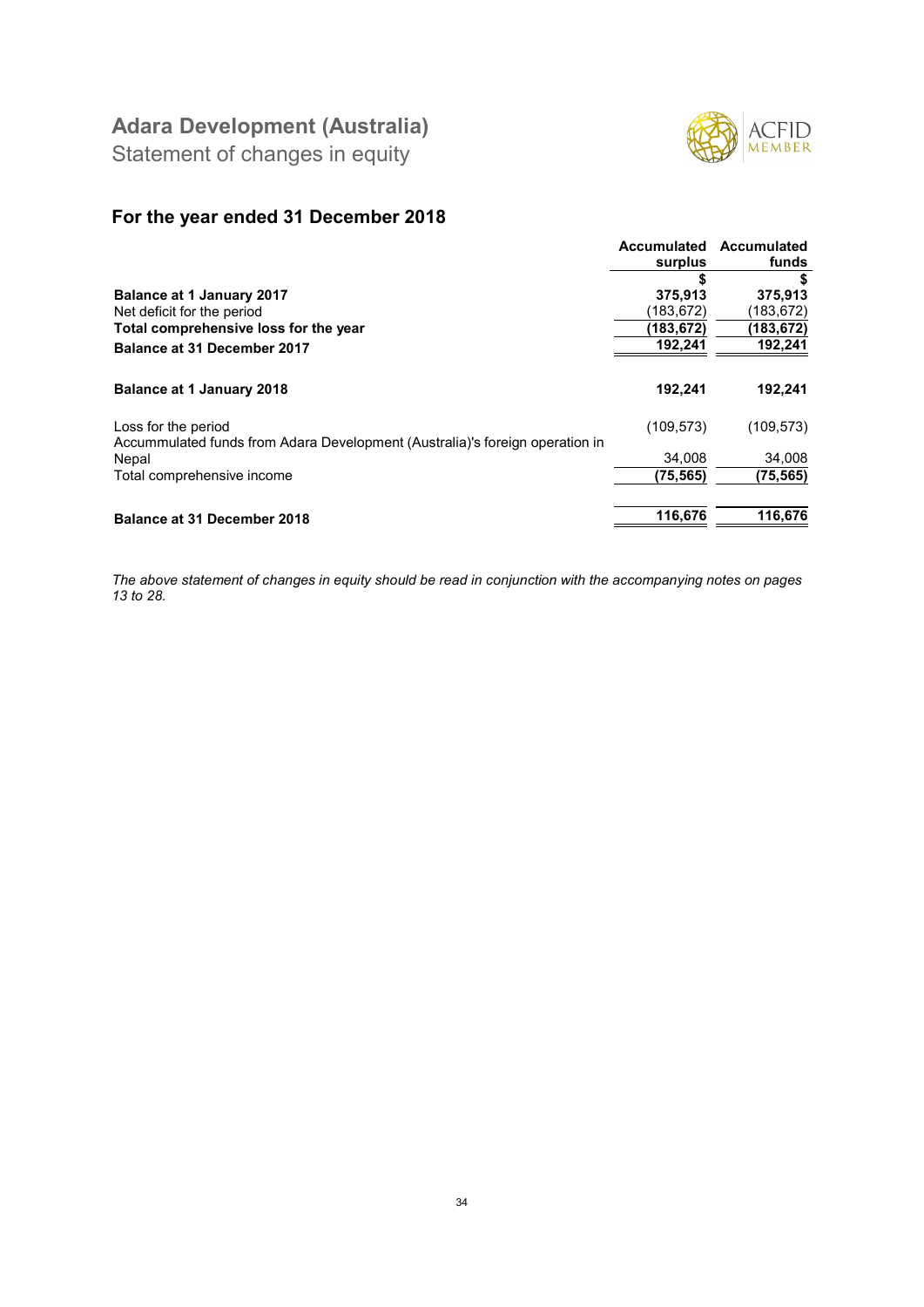# Adara Development (Australia)

Statement of changes in equity

## For the year ended 31 December 2018

| | Accumulated surplus | Accumulated funds |
|---|---|---|
| | $ | $ |
| **Balance at 1 January 2017** | **375,913** | **375,913** |
| Net deficit for the period | (183,672) | (183,672) |
| **Total comprehensive loss for the year** | **(183,672)** | **(183,672)** |
| **Balance at 31 December 2017** | **192,241** | **192,241** |
| | | |
| **Balance at 1 January 2018** | **192,241** | **192,241** |
| | | |
| Loss for the period | (109,573) | (109,573) |
| Accummulated funds from Adara Development (Australia)'s foreign operation in Nepal | 34,008 | 34,008 |
| Total comprehensive income | **(75,565)** | **(75,565)** |
| | | |
| **Balance at 31 December 2018** | **116,676** | **116,676** |

*The above statement of changes in equity should be read in conjunction with the accompanying notes on pages 13 to 28.*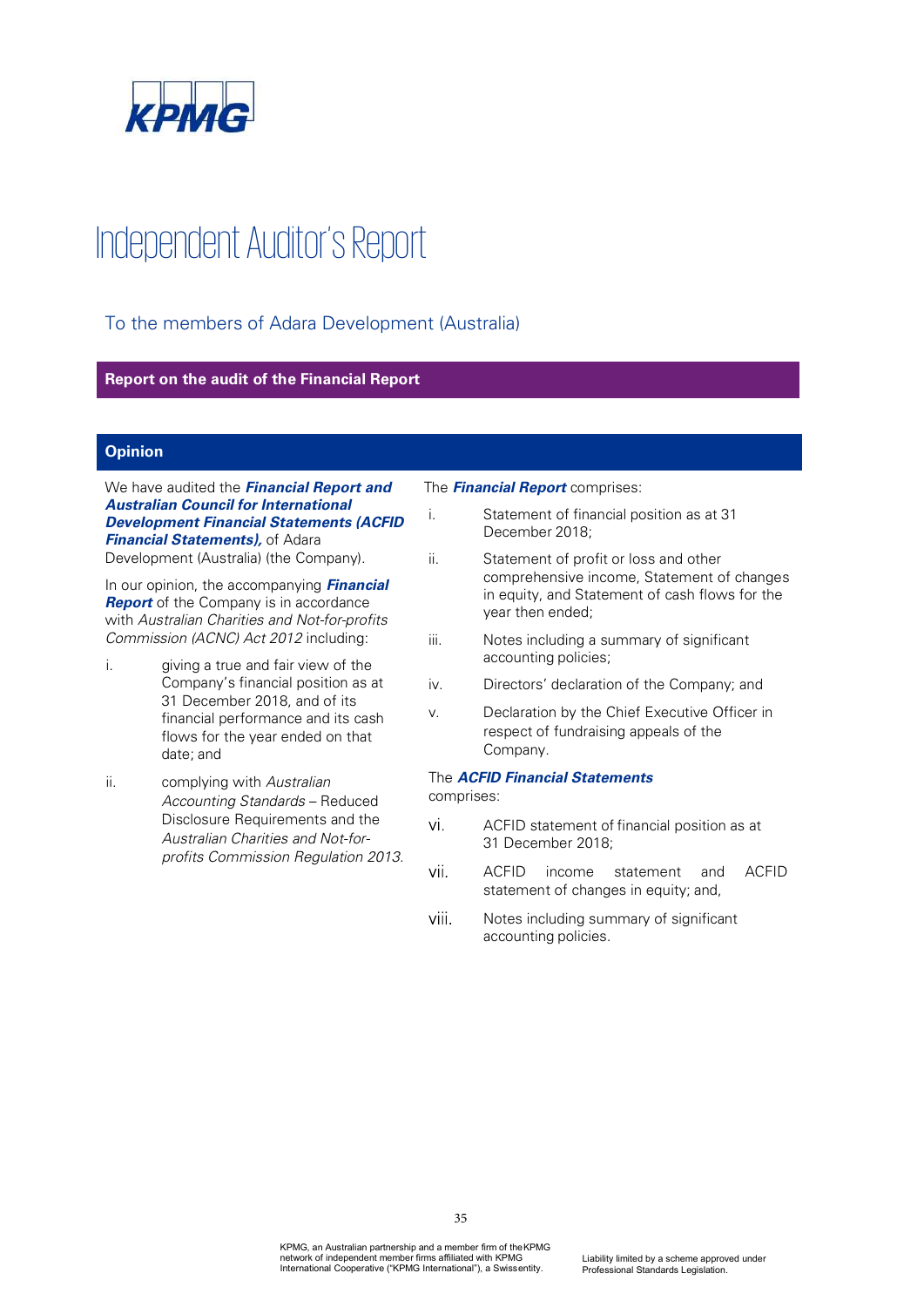KPMG

# Independent Auditor's Report

## To the members of Adara Development (Australia)

### Report on the audit of the Financial Report

### Opinion

We have audited the ***Financial Report and Australian Council for International Development Financial Statements (ACFID Financial Statements),*** of Adara Development (Australia) (the Company).

In our opinion, the accompanying ***Financial Report*** of the Company is in accordance with *Australian Charities and Not-for-profits Commission (ACNC) Act 2012* including:

i. giving a true and fair view of the Company's financial position as at 31 December 2018, and of its financial performance and its cash flows for the year ended on that date; and

ii. complying with *Australian Accounting Standards* – Reduced Disclosure Requirements and the *Australian Charities and Not-for-profits Commission Regulation 2013.*

The ***Financial Report*** comprises:

i. Statement of financial position as at 31 December 2018;

ii. Statement of profit or loss and other comprehensive income, Statement of changes in equity, and Statement of cash flows for the year then ended;

iii. Notes including a summary of significant accounting policies;

iv. Directors' declaration of the Company; and

v. Declaration by the Chief Executive Officer in respect of fundraising appeals of the Company.

The ***ACFID Financial Statements*** comprises:

vi. ACFID statement of financial position as at 31 December 2018;

vii. ACFID income statement and ACFID statement of changes in equity; and,

viii. Notes including summary of significant accounting policies.

KPMG, an Australian partnership and a member firm of the KPMG network of independent member firms affiliated with KPMG International Cooperative ("KPMG International"), a Swiss entity.

Liability limited by a scheme approved under Professional Standards Legislation.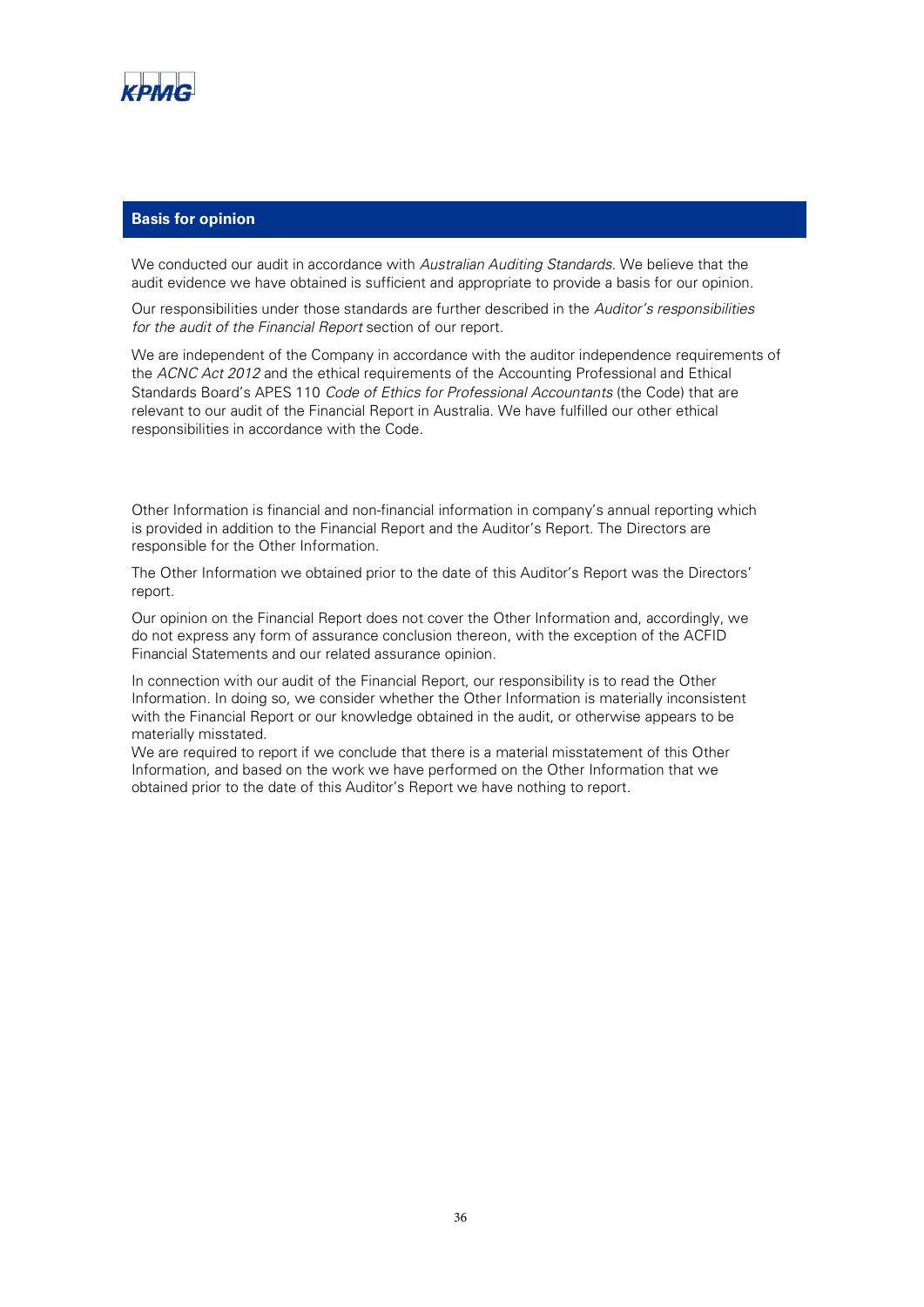## Basis for opinion

We conducted our audit in accordance with *Australian Auditing Standards*. We believe that the audit evidence we have obtained is sufficient and appropriate to provide a basis for our opinion.

Our responsibilities under those standards are further described in the *Auditor's responsibilities for the audit of the Financial Report* section of our report.

We are independent of the Company in accordance with the auditor independence requirements of the *ACNC Act 2012* and the ethical requirements of the Accounting Professional and Ethical Standards Board's APES 110 *Code of Ethics for Professional Accountants* (the Code) that are relevant to our audit of the Financial Report in Australia. We have fulfilled our other ethical responsibilities in accordance with the Code.

Other Information is financial and non-financial information in company's annual reporting which is provided in addition to the Financial Report and the Auditor's Report. The Directors are responsible for the Other Information.

The Other Information we obtained prior to the date of this Auditor's Report was the Directors' report.

Our opinion on the Financial Report does not cover the Other Information and, accordingly, we do not express any form of assurance conclusion thereon, with the exception of the ACFID Financial Statements and our related assurance opinion.

In connection with our audit of the Financial Report, our responsibility is to read the Other Information. In doing so, we consider whether the Other Information is materially inconsistent with the Financial Report or our knowledge obtained in the audit, or otherwise appears to be materially misstated.
We are required to report if we conclude that there is a material misstatement of this Other Information, and based on the work we have performed on the Other Information that we obtained prior to the date of this Auditor's Report we have nothing to report.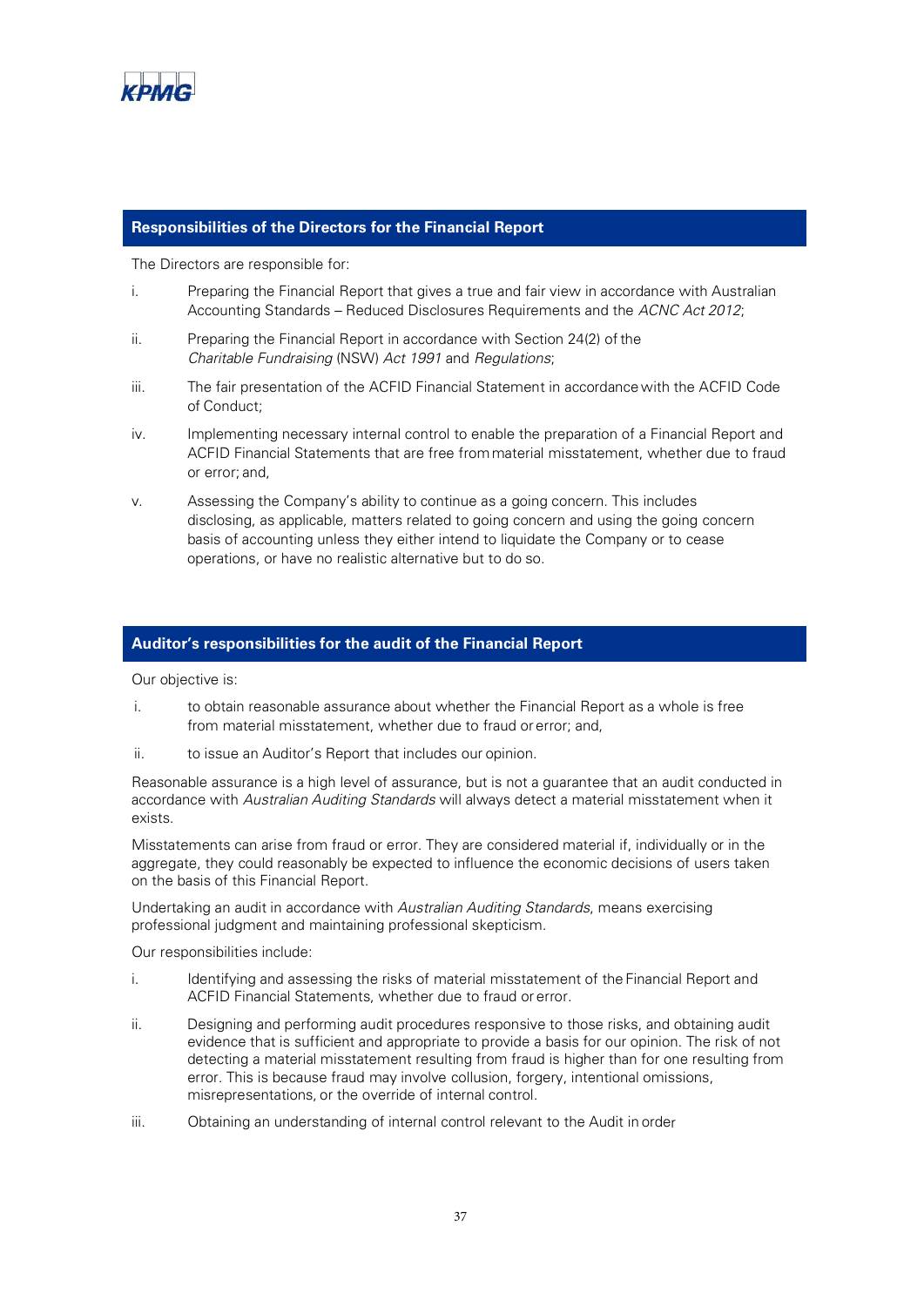## Responsibilities of the Directors for the Financial Report

The Directors are responsible for:

i. Preparing the Financial Report that gives a true and fair view in accordance with Australian Accounting Standards – Reduced Disclosures Requirements and the *ACNC Act 2012*;

ii. Preparing the Financial Report in accordance with Section 24(2) of the *Charitable Fundraising* (NSW) *Act 1991* and *Regulations*;

iii. The fair presentation of the ACFID Financial Statement in accordance with the ACFID Code of Conduct;

iv. Implementing necessary internal control to enable the preparation of a Financial Report and ACFID Financial Statements that are free from material misstatement, whether due to fraud or error; and,

v. Assessing the Company's ability to continue as a going concern. This includes disclosing, as applicable, matters related to going concern and using the going concern basis of accounting unless they either intend to liquidate the Company or to cease operations, or have no realistic alternative but to do so.

## Auditor's responsibilities for the audit of the Financial Report

Our objective is:

i. to obtain reasonable assurance about whether the Financial Report as a whole is free from material misstatement, whether due to fraud or error; and,

ii. to issue an Auditor's Report that includes our opinion.

Reasonable assurance is a high level of assurance, but is not a guarantee that an audit conducted in accordance with *Australian Auditing Standards* will always detect a material misstatement when it exists.

Misstatements can arise from fraud or error. They are considered material if, individually or in the aggregate, they could reasonably be expected to influence the economic decisions of users taken on the basis of this Financial Report.

Undertaking an audit in accordance with *Australian Auditing Standards*, means exercising professional judgment and maintaining professional skepticism.

Our responsibilities include:

i. Identifying and assessing the risks of material misstatement of the Financial Report and ACFID Financial Statements, whether due to fraud or error.

ii. Designing and performing audit procedures responsive to those risks, and obtaining audit evidence that is sufficient and appropriate to provide a basis for our opinion. The risk of not detecting a material misstatement resulting from fraud is higher than for one resulting from error. This is because fraud may involve collusion, forgery, intentional omissions, misrepresentations, or the override of internal control.

iii. Obtaining an understanding of internal control relevant to the Audit in order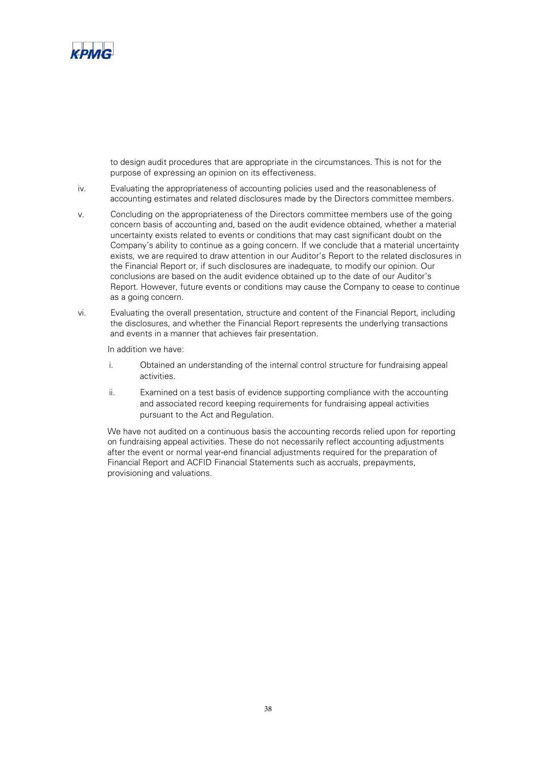to design audit procedures that are appropriate in the circumstances. This is not for the purpose of expressing an opinion on its effectiveness.

iv. Evaluating the appropriateness of accounting policies used and the reasonableness of accounting estimates and related disclosures made by the Directors committee members.

v. Concluding on the appropriateness of the Directors committee members use of the going concern basis of accounting and, based on the audit evidence obtained, whether a material uncertainty exists related to events or conditions that may cast significant doubt on the Company's ability to continue as a going concern. If we conclude that a material uncertainty exists, we are required to draw attention in our Auditor's Report to the related disclosures in the Financial Report or, if such disclosures are inadequate, to modify our opinion. Our conclusions are based on the audit evidence obtained up to the date of our Auditor's Report. However, future events or conditions may cause the Company to cease to continue as a going concern.

vi. Evaluating the overall presentation, structure and content of the Financial Report, including the disclosures, and whether the Financial Report represents the underlying transactions and events in a manner that achieves fair presentation.

In addition we have:

i. Obtained an understanding of the internal control structure for fundraising appeal activities.

ii. Examined on a test basis of evidence supporting compliance with the accounting and associated record keeping requirements for fundraising appeal activities pursuant to the Act and Regulation.

We have not audited on a continuous basis the accounting records relied upon for reporting on fundraising appeal activities. These do not necessarily reflect accounting adjustments after the event or normal year-end financial adjustments required for the preparation of Financial Report and ACFID Financial Statements such as accruals, prepayments, provisioning and valuations.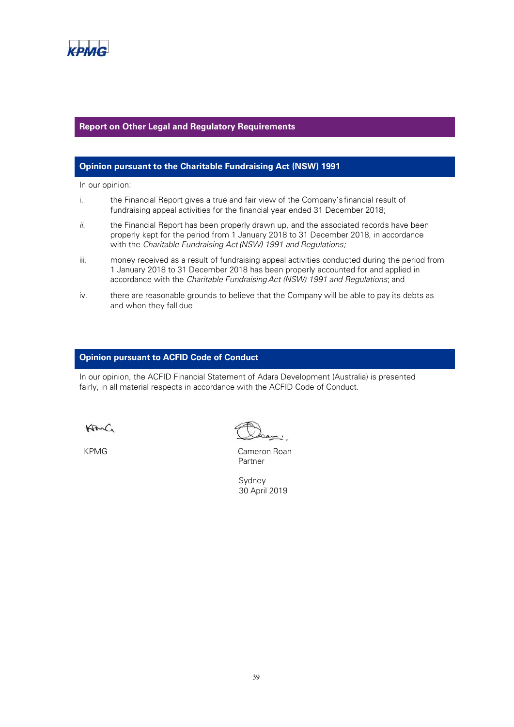## Report on Other Legal and Regulatory Requirements

### Opinion pursuant to the Charitable Fundraising Act (NSW) 1991

In our opinion:

i. the Financial Report gives a true and fair view of the Company's financial result of fundraising appeal activities for the financial year ended 31 December 2018;

*ii.* the Financial Report has been properly drawn up, and the associated records have been properly kept for the period from 1 January 2018 to 31 December 2018, in accordance with the *Charitable Fundraising Act (NSW) 1991 and Regulations;*

iii. money received as a result of fundraising appeal activities conducted during the period from 1 January 2018 to 31 December 2018 has been properly accounted for and applied in accordance with the *Charitable Fundraising Act (NSW) 1991 and Regulations*; and

iv. there are reasonable grounds to believe that the Company will be able to pay its debts as and when they fall due

### Opinion pursuant to ACFID Code of Conduct

In our opinion, the ACFID Financial Statement of Adara Development (Australia) is presented fairly, in all material respects in accordance with the ACFID Code of Conduct.

KPMG

Cameron Roan
Partner

Sydney
30 April 2019